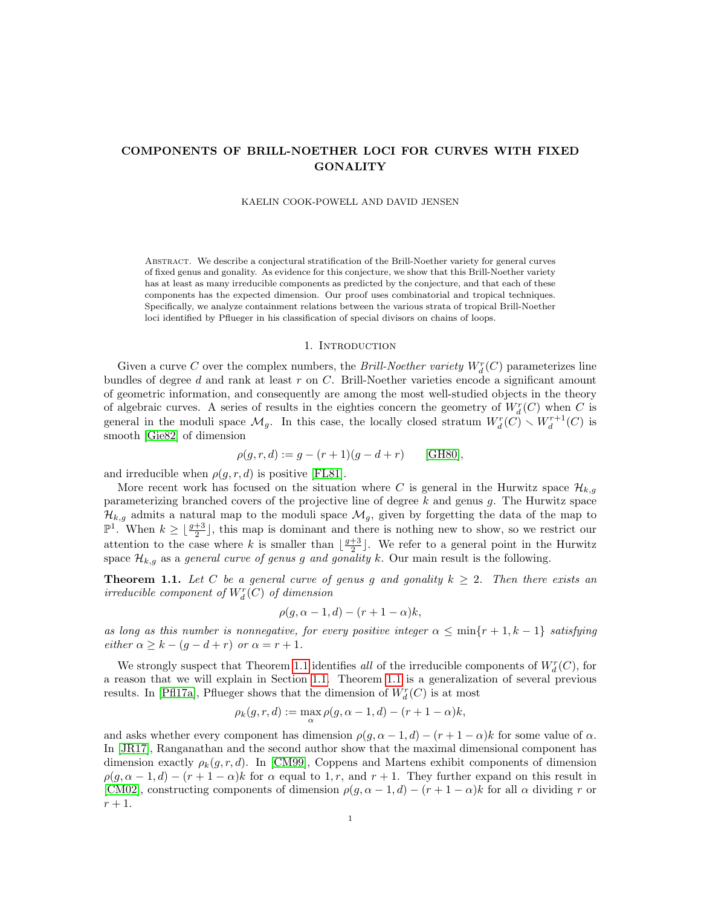# COMPONENTS OF BRILL-NOETHER LOCI FOR CURVES WITH FIXED GONALITY

KAELIN COOK-POWELL AND DAVID JENSEN

Abstract. We describe a conjectural stratification of the Brill-Noether variety for general curves of fixed genus and gonality. As evidence for this conjecture, we show that this Brill-Noether variety has at least as many irreducible components as predicted by the conjecture, and that each of these components has the expected dimension. Our proof uses combinatorial and tropical techniques. Specifically, we analyze containment relations between the various strata of tropical Brill-Noether loci identified by Pflueger in his classification of special divisors on chains of loops.

## 1. Introduction

Given a curve $C$ over the complex numbers, the *Brill-Noether variety* $W^r_d(C)$ parameterizes line bundles of degree $d$ and rank at least $r$ on $C$. Brill-Noether varieties encode a significant amount of geometric information, and consequently are among the most well-studied objects in the theory of algebraic curves. A series of results in the eighties concern the geometry of $W^r_d(C)$ when $C$ is general in the moduli space $\mathcal{M}_g$. In this case, the locally closed stratum $W^r_d(C) \smallsetminus W^{r+1}_d(C)$ is smooth [Gie82] of dimension

$$\rho(g, r, d) := g - (r + 1)(g - d + r) \qquad \text{[GH80]},$$

and irreducible when $\rho(g, r, d)$ is positive [FL81].

More recent work has focused on the situation where $C$ is general in the Hurwitz space $\mathcal{H}_{k,g}$ parameterizing branched covers of the projective line of degree $k$ and genus $g$. The Hurwitz space $\mathcal{H}_{k,g}$ admits a natural map to the moduli space $\mathcal{M}_g$, given by forgetting the data of the map to $\mathbb{P}^1$. When $k \geq \lfloor \frac{g+3}{2} \rfloor$, this map is dominant and there is nothing new to show, so we restrict our attention to the case where $k$ is smaller than $\lfloor \frac{g+3}{2} \rfloor$. We refer to a general point in the Hurwitz space $\mathcal{H}_{k,g}$ as a *general curve of genus $g$ and gonality $k$*. Our main result is the following.

**Theorem 1.1.** *Let $C$ be a general curve of genus $g$ and gonality $k \geq 2$. Then there exists an irreducible component of $W^r_d(C)$ of dimension*

$$\rho(g, \alpha - 1, d) - (r + 1 - \alpha)k,$$

*as long as this number is nonnegative, for every positive integer $\alpha \leq \min\{r + 1, k - 1\}$ satisfying either $\alpha \geq k - (g - d + r)$ or $\alpha = r + 1$.*

We strongly suspect that Theorem 1.1 identifies *all* of the irreducible components of $W^r_d(C)$, for a reason that we will explain in Section 1.1. Theorem 1.1 is a generalization of several previous results. In [Pfl17a], Pflueger shows that the dimension of $W^r_d(C)$ is at most

$$\rho_k(g, r, d) := \max_{\alpha} \rho(g, \alpha - 1, d) - (r + 1 - \alpha)k,$$

and asks whether every component has dimension $\rho(g, \alpha - 1, d) - (r + 1 - \alpha)k$ for some value of $\alpha$. In [JR17], Ranganathan and the second author show that the maximal dimensional component has dimension exactly $\rho_k(g, r, d)$. In [CM99], Coppens and Martens exhibit components of dimension $\rho(g, \alpha - 1, d) - (r + 1 - \alpha)k$ for $\alpha$ equal to $1, r$, and $r + 1$. They further expand on this result in [CM02], constructing components of dimension $\rho(g, \alpha - 1, d) - (r + 1 - \alpha)k$ for all $\alpha$ dividing $r$ or $r + 1$.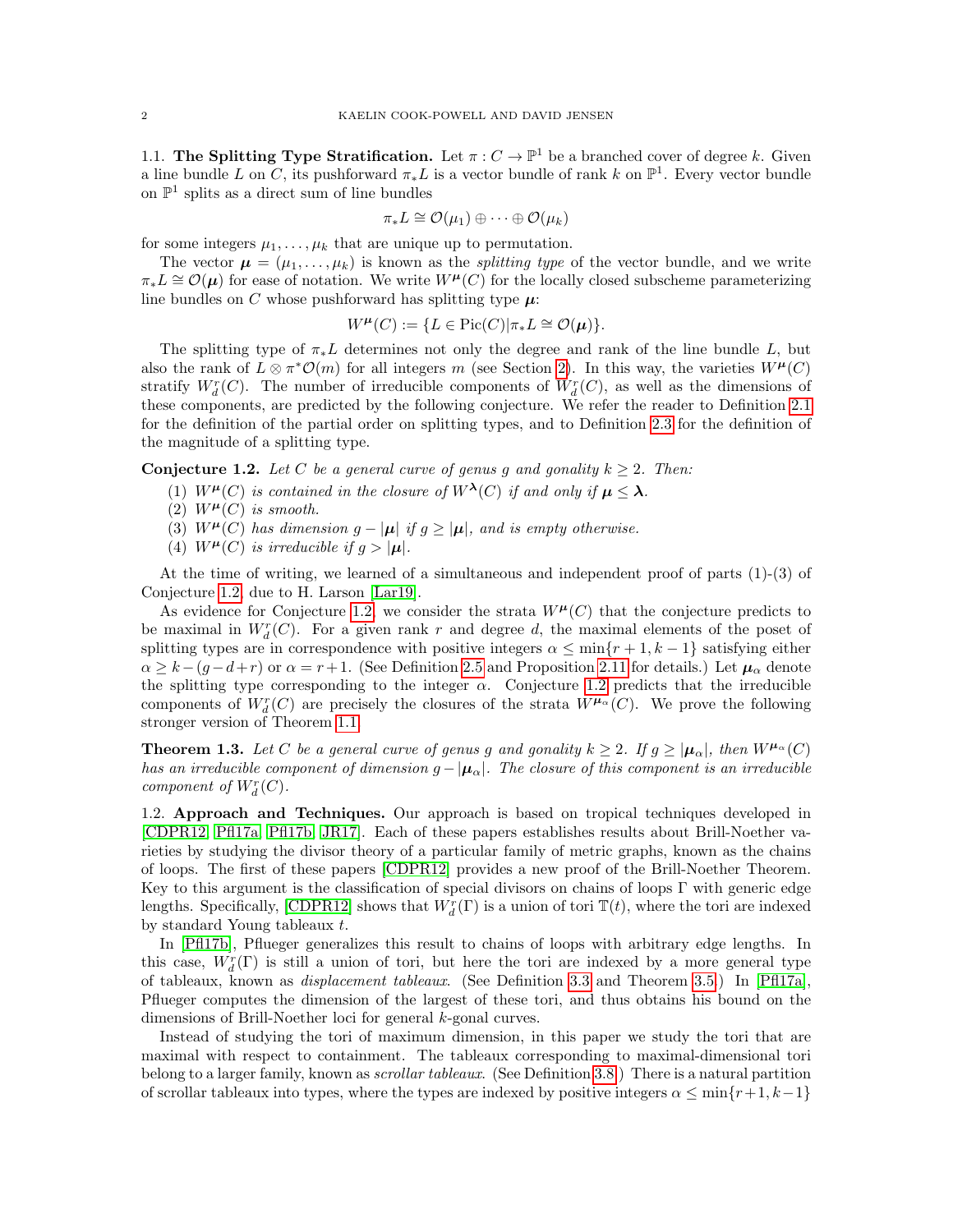### 1.1. The Splitting Type Stratification.

Let $\pi : C \to \mathbb{P}^1$ be a branched cover of degree $k$. Given a line bundle $L$ on $C$, its pushforward $\pi_* L$ is a vector bundle of rank $k$ on $\mathbb{P}^1$. Every vector bundle on $\mathbb{P}^1$ splits as a direct sum of line bundles

$$\pi_* L \cong \mathcal{O}(\mu_1) \oplus \cdots \oplus \mathcal{O}(\mu_k)$$

for some integers $\mu_1, \ldots, \mu_k$ that are unique up to permutation.

The vector $\boldsymbol{\mu} = (\mu_1, \ldots, \mu_k)$ is known as the *splitting type* of the vector bundle, and we write $\pi_* L \cong \mathcal{O}(\boldsymbol{\mu})$ for ease of notation. We write $W^{\boldsymbol{\mu}}(C)$ for the locally closed subscheme parameterizing line bundles on $C$ whose pushforward has splitting type $\boldsymbol{\mu}$:

$$W^{\boldsymbol{\mu}}(C) := \{L \in \mathrm{Pic}(C) | \pi_* L \cong \mathcal{O}(\boldsymbol{\mu})\}.$$

The splitting type of $\pi_* L$ determines not only the degree and rank of the line bundle $L$, but also the rank of $L \otimes \pi^* \mathcal{O}(m)$ for all integers $m$ (see Section 2). In this way, the varieties $W^{\boldsymbol{\mu}}(C)$ stratify $W^r_d(C)$. The number of irreducible components of $W^r_d(C)$, as well as the dimensions of these components, are predicted by the following conjecture. We refer the reader to Definition 2.1 for the definition of the partial order on splitting types, and to Definition 2.3 for the definition of the magnitude of a splitting type.

**Conjecture 1.2.** *Let $C$ be a general curve of genus $g$ and gonality $k \geq 2$. Then:*

1. *$W^{\boldsymbol{\mu}}(C)$ is contained in the closure of $W^{\boldsymbol{\lambda}}(C)$ if and only if $\boldsymbol{\mu} \leq \boldsymbol{\lambda}$.*
2. *$W^{\boldsymbol{\mu}}(C)$ is smooth.*
3. *$W^{\boldsymbol{\mu}}(C)$ has dimension $g - |\boldsymbol{\mu}|$ if $g \geq |\boldsymbol{\mu}|$, and is empty otherwise.*
4. *$W^{\boldsymbol{\mu}}(C)$ is irreducible if $g > |\boldsymbol{\mu}|$.*

At the time of writing, we learned of a simultaneous and independent proof of parts (1)-(3) of Conjecture 1.2, due to H. Larson [Lar19].

As evidence for Conjecture 1.2, we consider the strata $W^{\boldsymbol{\mu}}(C)$ that the conjecture predicts to be maximal in $W^r_d(C)$. For a given rank $r$ and degree $d$, the maximal elements of the poset of splitting types are in correspondence with positive integers $\alpha \leq \min\{r+1, k-1\}$ satisfying either $\alpha \geq k - (g-d+r)$ or $\alpha = r+1$. (See Definition 2.5 and Proposition 2.11 for details.) Let $\boldsymbol{\mu}_\alpha$ denote the splitting type corresponding to the integer $\alpha$. Conjecture 1.2 predicts that the irreducible components of $W^r_d(C)$ are precisely the closures of the strata $W^{\boldsymbol{\mu}_\alpha}(C)$. We prove the following stronger version of Theorem 1.1.

**Theorem 1.3.** *Let $C$ be a general curve of genus $g$ and gonality $k \geq 2$. If $g \geq |\boldsymbol{\mu}_\alpha|$, then $W^{\boldsymbol{\mu}_\alpha}(C)$ has an irreducible component of dimension $g - |\boldsymbol{\mu}_\alpha|$. The closure of this component is an irreducible component of $W^r_d(C)$.*

### 1.2. Approach and Techniques.

Our approach is based on tropical techniques developed in [CDPR12, Pfl17a, Pfl17b, JR17]. Each of these papers establishes results about Brill-Noether varieties by studying the divisor theory of a particular family of metric graphs, known as the chains of loops. The first of these papers [CDPR12] provides a new proof of the Brill-Noether Theorem. Key to this argument is the classification of special divisors on chains of loops $\Gamma$ with generic edge lengths. Specifically, [CDPR12] shows that $W^r_d(\Gamma)$ is a union of tori $\mathbb{T}(t)$, where the tori are indexed by standard Young tableaux $t$.

In [Pfl17b], Pflueger generalizes this result to chains of loops with arbitrary edge lengths. In this case, $W^r_d(\Gamma)$ is still a union of tori, but here the tori are indexed by a more general type of tableaux, known as *displacement tableaux*. (See Definition 3.3 and Theorem 3.5.) In [Pfl17a], Pflueger computes the dimension of the largest of these tori, and thus obtains his bound on the dimensions of Brill-Noether loci for general $k$-gonal curves.

Instead of studying the tori of maximum dimension, in this paper we study the tori that are maximal with respect to containment. The tableaux corresponding to maximal-dimensional tori belong to a larger family, known as *scrollar tableaux*. (See Definition 3.8.) There is a natural partition of scrollar tableaux into types, where the types are indexed by positive integers $\alpha \leq \min\{r+1, k-1\}$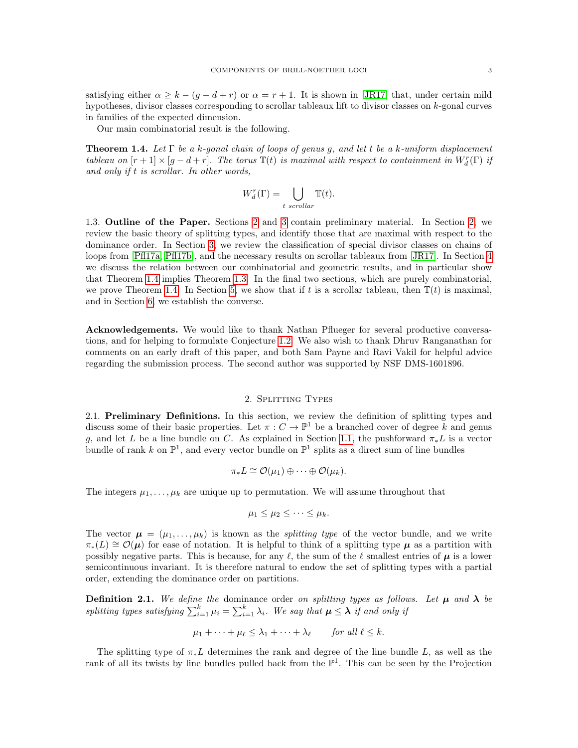satisfying either $\alpha \geq k - (g - d + r)$ or $\alpha = r + 1$. It is shown in [JR17] that, under certain mild hypotheses, divisor classes corresponding to scrollar tableaux lift to divisor classes on $k$-gonal curves in families of the expected dimension.

Our main combinatorial result is the following.

**Theorem 1.4.** *Let $\Gamma$ be a $k$-gonal chain of loops of genus $g$, and let $t$ be a $k$-uniform displacement tableau on $[r+1] \times [g-d+r]$. The torus $\mathbb{T}(t)$ is maximal with respect to containment in $W^r_d(\Gamma)$ if and only if $t$ is scrollar. In other words,*

$$W^r_d(\Gamma) = \bigcup_{t \text{ scrollar}} \mathbb{T}(t).$$

1.3. **Outline of the Paper.** Sections 2 and 3 contain preliminary material. In Section 2, we review the basic theory of splitting types, and identify those that are maximal with respect to the dominance order. In Section 3, we review the classification of special divisor classes on chains of loops from [Pfl17a, Pfl17b], and the necessary results on scrollar tableaux from [JR17]. In Section 4 we discuss the relation between our combinatorial and geometric results, and in particular show that Theorem 1.4 implies Theorem 1.3. In the final two sections, which are purely combinatorial, we prove Theorem 1.4. In Section 5, we show that if $t$ is a scrollar tableau, then $\mathbb{T}(t)$ is maximal, and in Section 6, we establish the converse.

**Acknowledgements.** We would like to thank Nathan Pflueger for several productive conversations, and for helping to formulate Conjecture 1.2. We also wish to thank Dhruv Ranganathan for comments on an early draft of this paper, and both Sam Payne and Ravi Vakil for helpful advice regarding the submission process. The second author was supported by NSF DMS-1601896.

## 2. Splitting Types

2.1. **Preliminary Definitions.** In this section, we review the definition of splitting types and discuss some of their basic properties. Let $\pi : C \to \mathbb{P}^1$ be a branched cover of degree $k$ and genus $g$, and let $L$ be a line bundle on $C$. As explained in Section 1.1, the pushforward $\pi_* L$ is a vector bundle of rank $k$ on $\mathbb{P}^1$, and every vector bundle on $\mathbb{P}^1$ splits as a direct sum of line bundles

$$\pi_* L \cong \mathcal{O}(\mu_1) \oplus \cdots \oplus \mathcal{O}(\mu_k).$$

The integers $\mu_1, \ldots, \mu_k$ are unique up to permutation. We will assume throughout that

$$\mu_1 \leq \mu_2 \leq \cdots \leq \mu_k.$$

The vector $\boldsymbol{\mu} = (\mu_1, \ldots, \mu_k)$ is known as the *splitting type* of the vector bundle, and we write $\pi_*(L) \cong \mathcal{O}(\boldsymbol{\mu})$ for ease of notation. It is helpful to think of a splitting type $\boldsymbol{\mu}$ as a partition with possibly negative parts. This is because, for any $\ell$, the sum of the $\ell$ smallest entries of $\boldsymbol{\mu}$ is a lower semicontinuous invariant. It is therefore natural to endow the set of splitting types with a partial order, extending the dominance order on partitions.

**Definition 2.1.** *We define the* dominance order *on splitting types as follows. Let $\boldsymbol{\mu}$ and $\boldsymbol{\lambda}$ be splitting types satisfying $\sum_{i=1}^k \mu_i = \sum_{i=1}^k \lambda_i$. We say that $\boldsymbol{\mu} \leq \boldsymbol{\lambda}$ if and only if*

$$\mu_1 + \cdots + \mu_\ell \leq \lambda_1 + \cdots + \lambda_\ell \qquad \text{for all } \ell \leq k.$$

The splitting type of $\pi_* L$ determines the rank and degree of the line bundle $L$, as well as the rank of all its twists by line bundles pulled back from the $\mathbb{P}^1$. This can be seen by the Projection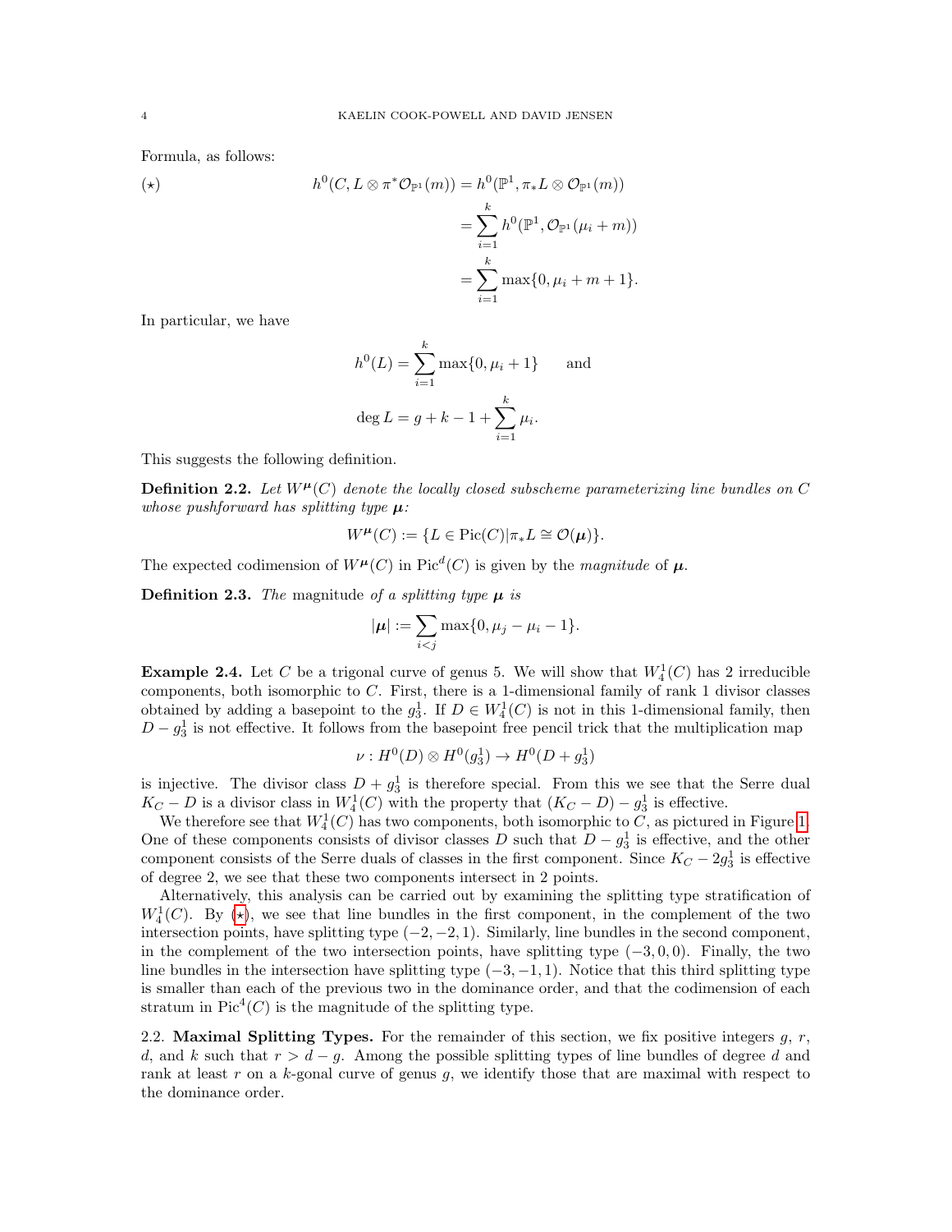Formula, as follows:

$$
(\star) \qquad h^0(C, L \otimes \pi^*\mathcal{O}_{\mathbb{P}^1}(m)) = h^0(\mathbb{P}^1, \pi_* L \otimes \mathcal{O}_{\mathbb{P}^1}(m)) = \sum_{i=1}^{k} h^0(\mathbb{P}^1, \mathcal{O}_{\mathbb{P}^1}(\mu_i + m)) = \sum_{i=1}^{k} \max\{0, \mu_i + m + 1\}.
$$

In particular, we have

$$
h^0(L) = \sum_{i=1}^{k} \max\{0, \mu_i + 1\} \quad \text{and}
$$

$$
\deg L = g + k - 1 + \sum_{i=1}^{k} \mu_i.
$$

This suggests the following definition.

**Definition 2.2.** *Let $W^{\boldsymbol{\mu}}(C)$ denote the locally closed subscheme parameterizing line bundles on $C$ whose pushforward has splitting type $\boldsymbol{\mu}$:*

$$
W^{\boldsymbol{\mu}}(C) := \{L \in \mathrm{Pic}(C) | \pi_* L \cong \mathcal{O}(\boldsymbol{\mu})\}.
$$

The expected codimension of $W^{\boldsymbol{\mu}}(C)$ in $\mathrm{Pic}^d(C)$ is given by the *magnitude* of $\boldsymbol{\mu}$.

**Definition 2.3.** *The* magnitude *of a splitting type $\boldsymbol{\mu}$ is*

$$
|\boldsymbol{\mu}| := \sum_{i<j} \max\{0, \mu_j - \mu_i - 1\}.
$$

**Example 2.4.** Let $C$ be a trigonal curve of genus 5. We will show that $W^1_4(C)$ has 2 irreducible components, both isomorphic to $C$. First, there is a 1-dimensional family of rank 1 divisor classes obtained by adding a basepoint to the $g^1_3$. If $D \in W^1_4(C)$ is not in this 1-dimensional family, then $D - g^1_3$ is not effective. It follows from the basepoint free pencil trick that the multiplication map

$$
\nu : H^0(D) \otimes H^0(g^1_3) \to H^0(D + g^1_3)
$$

is injective. The divisor class $D + g^1_3$ is therefore special. From this we see that the Serre dual $K_C - D$ is a divisor class in $W^1_4(C)$ with the property that $(K_C - D) - g^1_3$ is effective.

We therefore see that $W^1_4(C)$ has two components, both isomorphic to $C$, as pictured in Figure 1. One of these components consists of divisor classes $D$ such that $D - g^1_3$ is effective, and the other component consists of the Serre duals of classes in the first component. Since $K_C - 2g^1_3$ is effective of degree 2, we see that these two components intersect in 2 points.

Alternatively, this analysis can be carried out by examining the splitting type stratification of $W^1_4(C)$. By ($\star$), we see that line bundles in the first component, in the complement of the two intersection points, have splitting type $(-2, -2, 1)$. Similarly, line bundles in the second component, in the complement of the two intersection points, have splitting type $(-3, 0, 0)$. Finally, the two line bundles in the intersection have splitting type $(-3, -1, 1)$. Notice that this third splitting type is smaller than each of the previous two in the dominance order, and that the codimension of each stratum in $\mathrm{Pic}^4(C)$ is the magnitude of the splitting type.

## 2.2. Maximal Splitting Types.

For the remainder of this section, we fix positive integers $g$, $r$, $d$, and $k$ such that $r > d - g$. Among the possible splitting types of line bundles of degree $d$ and rank at least $r$ on a $k$-gonal curve of genus $g$, we identify those that are maximal with respect to the dominance order.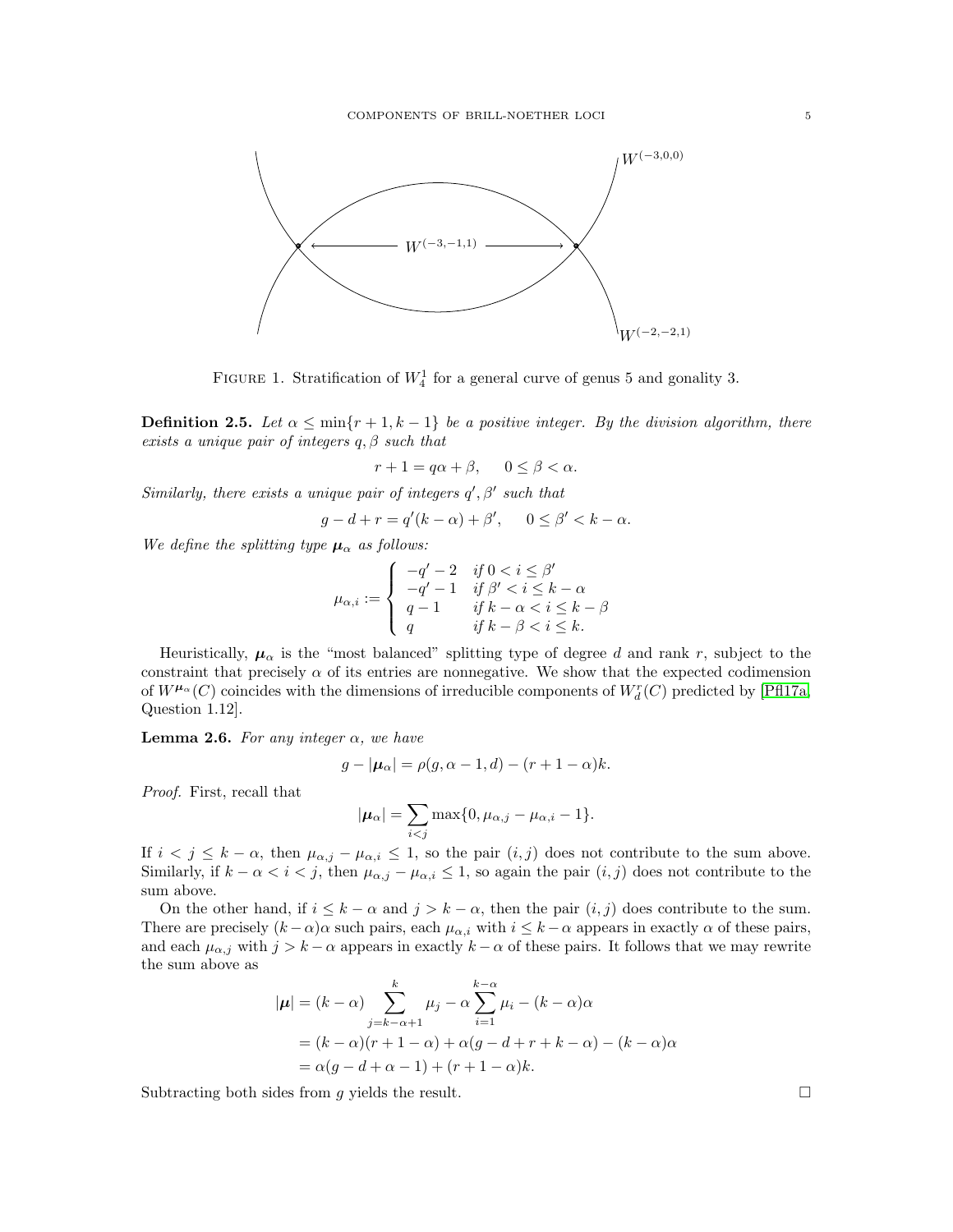$W^{(-3,0,0)}$

$W^{(-3,-1,1)}$

$W^{(-2,-2,1)}$

FIGURE 1. Stratification of $W^1_4$ for a general curve of genus 5 and gonality 3.

**Definition 2.5.** *Let $\alpha \leq \min\{r+1, k-1\}$ be a positive integer. By the division algorithm, there exists a unique pair of integers $q, \beta$ such that*

$$r + 1 = q\alpha + \beta, \quad 0 \leq \beta < \alpha.$$

*Similarly, there exists a unique pair of integers $q', \beta'$ such that*

$$g - d + r = q'(k - \alpha) + \beta', \quad 0 \leq \beta' < k - \alpha.$$

*We define the splitting type $\boldsymbol{\mu}_\alpha$ as follows:*

$$\mu_{\alpha,i} := \begin{cases} -q' - 2 & \text{if } 0 < i \leq \beta' \\ -q' - 1 & \text{if } \beta' < i \leq k - \alpha \\ q - 1 & \text{if } k - \alpha < i \leq k - \beta \\ q & \text{if } k - \beta < i \leq k. \end{cases}$$

Heuristically, $\boldsymbol{\mu}_\alpha$ is the "most balanced" splitting type of degree $d$ and rank $r$, subject to the constraint that precisely $\alpha$ of its entries are nonnegative. We show that the expected codimension of $W^{\boldsymbol{\mu}_\alpha}(C)$ coincides with the dimensions of irreducible components of $W^r_d(C)$ predicted by [Pfl17a, Question 1.12].

**Lemma 2.6.** *For any integer $\alpha$, we have*

$$g - |\boldsymbol{\mu}_\alpha| = \rho(g, \alpha - 1, d) - (r + 1 - \alpha)k.$$

*Proof.* First, recall that

$$|\boldsymbol{\mu}_\alpha| = \sum_{i<j} \max\{0, \mu_{\alpha,j} - \mu_{\alpha,i} - 1\}.$$

If $i < j \leq k - \alpha$, then $\mu_{\alpha,j} - \mu_{\alpha,i} \leq 1$, so the pair $(i,j)$ does not contribute to the sum above. Similarly, if $k - \alpha < i < j$, then $\mu_{\alpha,j} - \mu_{\alpha,i} \leq 1$, so again the pair $(i,j)$ does not contribute to the sum above.

On the other hand, if $i \leq k - \alpha$ and $j > k - \alpha$, then the pair $(i,j)$ does contribute to the sum. There are precisely $(k-\alpha)\alpha$ such pairs, each $\mu_{\alpha,i}$ with $i \leq k - \alpha$ appears in exactly $\alpha$ of these pairs, and each $\mu_{\alpha,j}$ with $j > k - \alpha$ appears in exactly $k - \alpha$ of these pairs. It follows that we may rewrite the sum above as

$$\begin{aligned} |\boldsymbol{\mu}| &= (k - \alpha) \sum_{j=k-\alpha+1}^{k} \mu_j - \alpha \sum_{i=1}^{k-\alpha} \mu_i - (k - \alpha)\alpha \\ &= (k - \alpha)(r + 1 - \alpha) + \alpha(g - d + r + k - \alpha) - (k - \alpha)\alpha \\ &= \alpha(g - d + \alpha - 1) + (r + 1 - \alpha)k. \end{aligned}$$

Subtracting both sides from $g$ yields the result. $\square$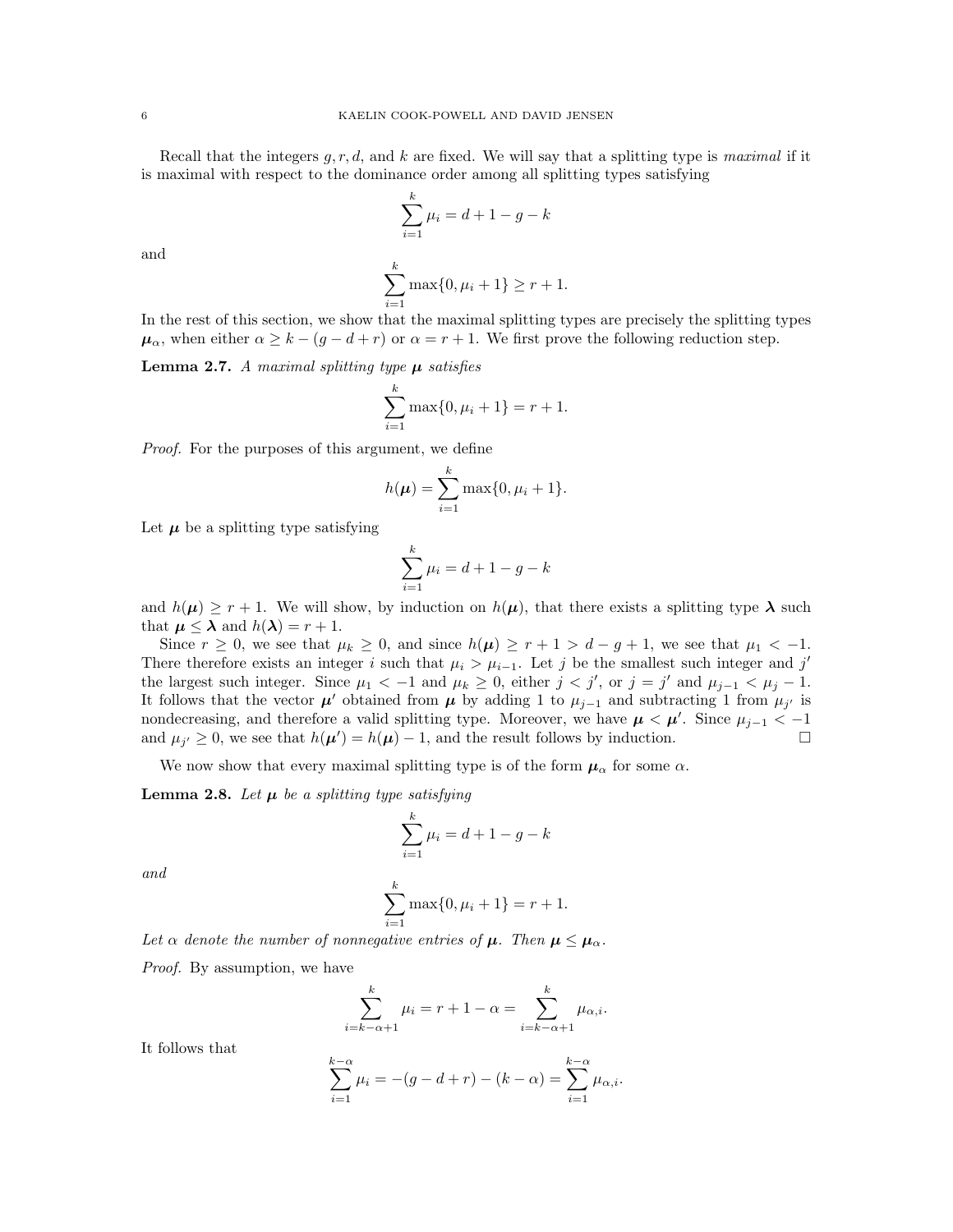Recall that the integers $g, r, d$, and $k$ are fixed. We will say that a splitting type is *maximal* if it is maximal with respect to the dominance order among all splitting types satisfying

$$\sum_{i=1}^{k} \mu_i = d + 1 - g - k$$

and

$$\sum_{i=1}^{k} \max\{0, \mu_i + 1\} \geq r + 1.$$

In the rest of this section, we show that the maximal splitting types are precisely the splitting types $\boldsymbol{\mu}_\alpha$, when either $\alpha \geq k - (g - d + r)$ or $\alpha = r + 1$. We first prove the following reduction step.

**Lemma 2.7.** *A maximal splitting type $\boldsymbol{\mu}$ satisfies*

$$\sum_{i=1}^{k} \max\{0, \mu_i + 1\} = r + 1.$$

*Proof.* For the purposes of this argument, we define

$$h(\boldsymbol{\mu}) = \sum_{i=1}^{k} \max\{0, \mu_i + 1\}.$$

Let $\boldsymbol{\mu}$ be a splitting type satisfying

$$\sum_{i=1}^{k} \mu_i = d + 1 - g - k$$

and $h(\boldsymbol{\mu}) \geq r + 1$. We will show, by induction on $h(\boldsymbol{\mu})$, that there exists a splitting type $\boldsymbol{\lambda}$ such that $\boldsymbol{\mu} \leq \boldsymbol{\lambda}$ and $h(\boldsymbol{\lambda}) = r + 1$.

Since $r \geq 0$, we see that $\mu_k \geq 0$, and since $h(\boldsymbol{\mu}) \geq r + 1 > d - g + 1$, we see that $\mu_1 < -1$. There therefore exists an integer $i$ such that $\mu_i > \mu_{i-1}$. Let $j$ be the smallest such integer and $j'$ the largest such integer. Since $\mu_1 < -1$ and $\mu_k \geq 0$, either $j < j'$, or $j = j'$ and $\mu_{j-1} < \mu_j - 1$. It follows that the vector $\boldsymbol{\mu}'$ obtained from $\boldsymbol{\mu}$ by adding 1 to $\mu_{j-1}$ and subtracting 1 from $\mu_{j'}$ is nondecreasing, and therefore a valid splitting type. Moreover, we have $\boldsymbol{\mu} < \boldsymbol{\mu}'$. Since $\mu_{j-1} < -1$ and $\mu_{j'} \geq 0$, we see that $h(\boldsymbol{\mu}') = h(\boldsymbol{\mu}) - 1$, and the result follows by induction. □

We now show that every maximal splitting type is of the form $\boldsymbol{\mu}_\alpha$ for some $\alpha$.

**Lemma 2.8.** *Let $\boldsymbol{\mu}$ be a splitting type satisfying*

$$\sum_{i=1}^{k} \mu_i = d + 1 - g - k$$

*and*

$$\sum_{i=1}^{k} \max\{0, \mu_i + 1\} = r + 1.$$

*Let $\alpha$ denote the number of nonnegative entries of $\boldsymbol{\mu}$. Then $\boldsymbol{\mu} \leq \boldsymbol{\mu}_\alpha$.*

*Proof.* By assumption, we have

$$\sum_{i=k-\alpha+1}^{k} \mu_i = r + 1 - \alpha = \sum_{i=k-\alpha+1}^{k} \mu_{\alpha,i}.$$

It follows that

$$\sum_{i=1}^{k-\alpha} \mu_i = -(g - d + r) - (k - \alpha) = \sum_{i=1}^{k-\alpha} \mu_{\alpha,i}.$$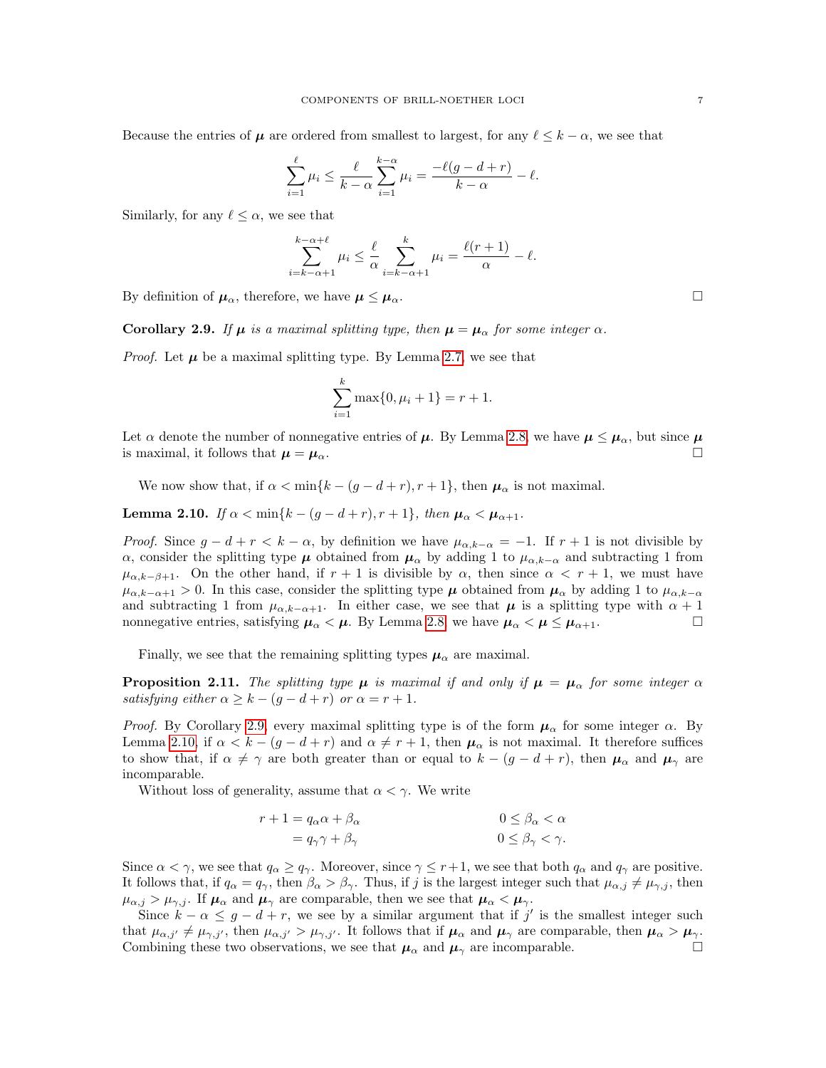Because the entries of $\boldsymbol{\mu}$ are ordered from smallest to largest, for any $\ell \leq k - \alpha$, we see that

$$\sum_{i=1}^{\ell} \mu_i \leq \frac{\ell}{k-\alpha} \sum_{i=1}^{k-\alpha} \mu_i = \frac{-\ell(g-d+r)}{k-\alpha} - \ell.$$

Similarly, for any $\ell \leq \alpha$, we see that

$$\sum_{i=k-\alpha+1}^{k-\alpha+\ell} \mu_i \leq \frac{\ell}{\alpha} \sum_{i=k-\alpha+1}^{k} \mu_i = \frac{\ell(r+1)}{\alpha} - \ell.$$

By definition of $\boldsymbol{\mu}_\alpha$, therefore, we have $\boldsymbol{\mu} \leq \boldsymbol{\mu}_\alpha$. □

**Corollary 2.9.** *If $\boldsymbol{\mu}$ is a maximal splitting type, then $\boldsymbol{\mu} = \boldsymbol{\mu}_\alpha$ for some integer $\alpha$.*

*Proof.* Let $\boldsymbol{\mu}$ be a maximal splitting type. By Lemma 2.7, we see that

$$\sum_{i=1}^{k} \max\{0, \mu_i + 1\} = r + 1.$$

Let $\alpha$ denote the number of nonnegative entries of $\boldsymbol{\mu}$. By Lemma 2.8, we have $\boldsymbol{\mu} \leq \boldsymbol{\mu}_\alpha$, but since $\boldsymbol{\mu}$ is maximal, it follows that $\boldsymbol{\mu} = \boldsymbol{\mu}_\alpha$. □

We now show that, if $\alpha < \min\{k - (g-d+r), r+1\}$, then $\boldsymbol{\mu}_\alpha$ is not maximal.

**Lemma 2.10.** *If $\alpha < \min\{k - (g-d+r), r+1\}$, then $\boldsymbol{\mu}_\alpha < \boldsymbol{\mu}_{\alpha+1}$.*

*Proof.* Since $g - d + r < k - \alpha$, by definition we have $\mu_{\alpha,k-\alpha} = -1$. If $r+1$ is not divisible by $\alpha$, consider the splitting type $\boldsymbol{\mu}$ obtained from $\boldsymbol{\mu}_\alpha$ by adding 1 to $\mu_{\alpha,k-\alpha}$ and subtracting 1 from $\mu_{\alpha,k-\beta+1}$. On the other hand, if $r+1$ is divisible by $\alpha$, then since $\alpha < r+1$, we must have $\mu_{\alpha,k-\alpha+1} > 0$. In this case, consider the splitting type $\boldsymbol{\mu}$ obtained from $\boldsymbol{\mu}_\alpha$ by adding 1 to $\mu_{\alpha,k-\alpha}$ and subtracting 1 from $\mu_{\alpha,k-\alpha+1}$. In either case, we see that $\boldsymbol{\mu}$ is a splitting type with $\alpha+1$ nonnegative entries, satisfying $\boldsymbol{\mu}_\alpha < \boldsymbol{\mu}$. By Lemma 2.8, we have $\boldsymbol{\mu}_\alpha < \boldsymbol{\mu} \leq \boldsymbol{\mu}_{\alpha+1}$. □

Finally, we see that the remaining splitting types $\boldsymbol{\mu}_\alpha$ are maximal.

**Proposition 2.11.** *The splitting type $\boldsymbol{\mu}$ is maximal if and only if $\boldsymbol{\mu} = \boldsymbol{\mu}_\alpha$ for some integer $\alpha$ satisfying either $\alpha \geq k - (g-d+r)$ or $\alpha = r+1$.*

*Proof.* By Corollary 2.9, every maximal splitting type is of the form $\boldsymbol{\mu}_\alpha$ for some integer $\alpha$. By Lemma 2.10, if $\alpha < k - (g-d+r)$ and $\alpha \neq r+1$, then $\boldsymbol{\mu}_\alpha$ is not maximal. It therefore suffices to show that, if $\alpha \neq \gamma$ are both greater than or equal to $k - (g-d+r)$, then $\boldsymbol{\mu}_\alpha$ and $\boldsymbol{\mu}_\gamma$ are incomparable.

Without loss of generality, assume that $\alpha < \gamma$. We write

$$\begin{aligned} r+1 &= q_\alpha \alpha + \beta_\alpha & \qquad 0 \leq \beta_\alpha < \alpha \\ &= q_\gamma \gamma + \beta_\gamma & \qquad 0 \leq \beta_\gamma < \gamma. \end{aligned}$$

Since $\alpha < \gamma$, we see that $q_\alpha \geq q_\gamma$. Moreover, since $\gamma \leq r+1$, we see that both $q_\alpha$ and $q_\gamma$ are positive. It follows that, if $q_\alpha = q_\gamma$, then $\beta_\alpha > \beta_\gamma$. Thus, if $j$ is the largest integer such that $\mu_{\alpha,j} \neq \mu_{\gamma,j}$, then $\mu_{\alpha,j} > \mu_{\gamma,j}$. If $\boldsymbol{\mu}_\alpha$ and $\boldsymbol{\mu}_\gamma$ are comparable, then we see that $\boldsymbol{\mu}_\alpha < \boldsymbol{\mu}_\gamma$.

Since $k - \alpha \leq g - d + r$, we see by a similar argument that if $j'$ is the smallest integer such that $\mu_{\alpha,j'} \neq \mu_{\gamma,j'}$, then $\mu_{\alpha,j'} > \mu_{\gamma,j'}$. It follows that if $\boldsymbol{\mu}_\alpha$ and $\boldsymbol{\mu}_\gamma$ are comparable, then $\boldsymbol{\mu}_\alpha > \boldsymbol{\mu}_\gamma$. Combining these two observations, we see that $\boldsymbol{\mu}_\alpha$ and $\boldsymbol{\mu}_\gamma$ are incomparable. □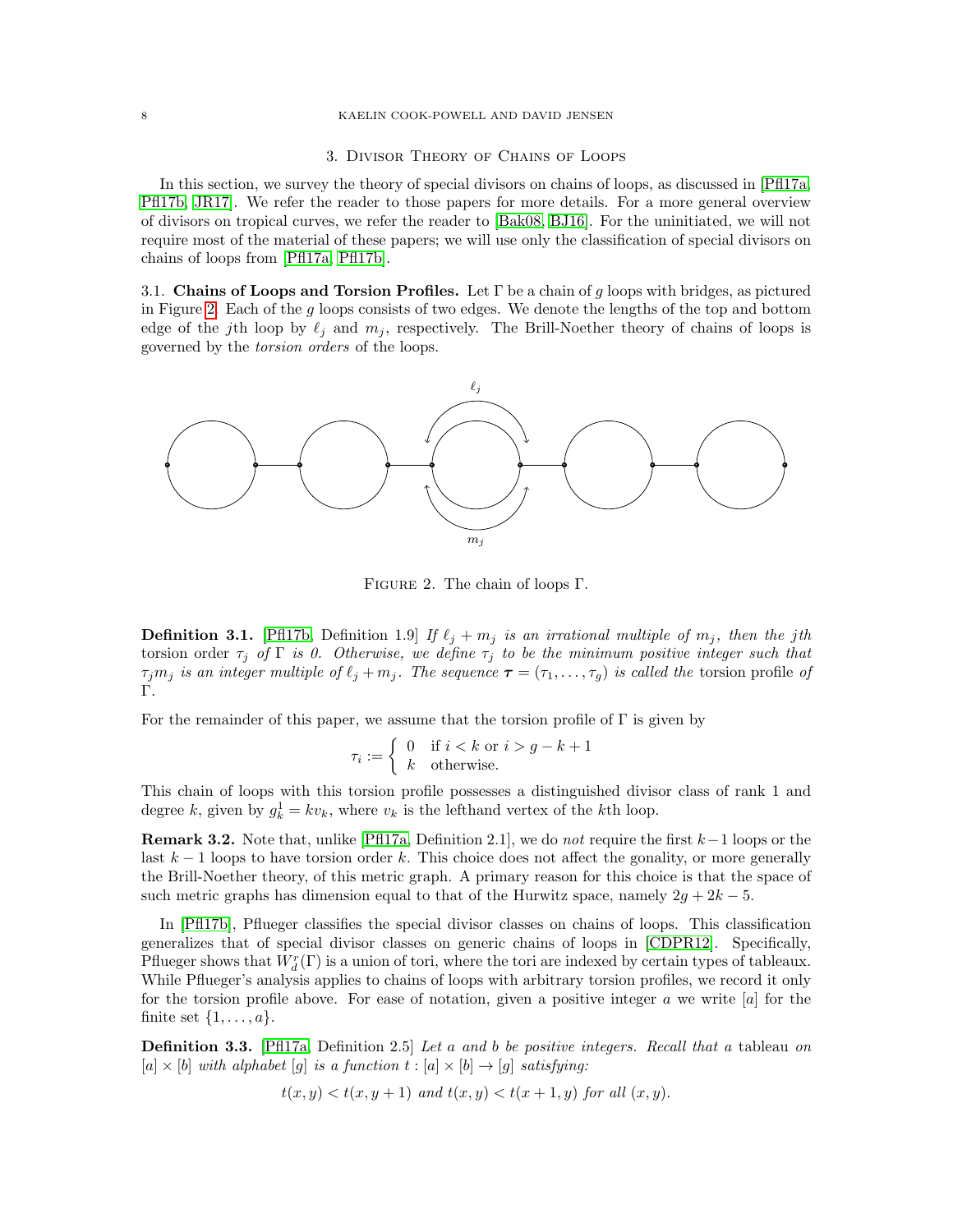## 3. Divisor Theory of Chains of Loops

In this section, we survey the theory of special divisors on chains of loops, as discussed in [Pfl17a, Pfl17b, JR17]. We refer the reader to those papers for more details. For a more general overview of divisors on tropical curves, we refer the reader to [Bak08, BJ16]. For the uninitiated, we will not require most of the material of these papers; we will use only the classification of special divisors on chains of loops from [Pfl17a, Pfl17b].

3.1. **Chains of Loops and Torsion Profiles.** Let $\Gamma$ be a chain of $g$ loops with bridges, as pictured in Figure 2. Each of the $g$ loops consists of two edges. We denote the lengths of the top and bottom edge of the $j$th loop by $\ell_j$ and $m_j$, respectively. The Brill-Noether theory of chains of loops is governed by the *torsion orders* of the loops.

Figure 2. The chain of loops $\Gamma$.

**Definition 3.1.** [Pfl17b, Definition 1.9] *If $\ell_j + m_j$ is an irrational multiple of $m_j$, then the $j$th* torsion order *$\tau_j$ of $\Gamma$ is 0. Otherwise, we define $\tau_j$ to be the minimum positive integer such that $\tau_j m_j$ is an integer multiple of $\ell_j + m_j$. The sequence $\boldsymbol{\tau} = (\tau_1, \ldots, \tau_g)$ is called the* torsion profile *of* $\Gamma$.

For the remainder of this paper, we assume that the torsion profile of $\Gamma$ is given by

$$\tau_i := \begin{cases} 0 & \text{if } i < k \text{ or } i > g-k+1 \\ k & \text{otherwise.} \end{cases}$$

This chain of loops with this torsion profile possesses a distinguished divisor class of rank 1 and degree $k$, given by $g^1_k = kv_k$, where $v_k$ is the lefthand vertex of the $k$th loop.

**Remark 3.2.** Note that, unlike [Pfl17a, Definition 2.1], we do *not* require the first $k-1$ loops or the last $k-1$ loops to have torsion order $k$. This choice does not affect the gonality, or more generally the Brill-Noether theory, of this metric graph. A primary reason for this choice is that the space of such metric graphs has dimension equal to that of the Hurwitz space, namely $2g + 2k - 5$.

In [Pfl17b], Pflueger classifies the special divisor classes on chains of loops. This classification generalizes that of special divisor classes on generic chains of loops in [CDPR12]. Specifically, Pflueger shows that $W^r_d(\Gamma)$ is a union of tori, where the tori are indexed by certain types of tableaux. While Pflueger's analysis applies to chains of loops with arbitrary torsion profiles, we record it only for the torsion profile above. For ease of notation, given a positive integer $a$ we write $[a]$ for the finite set $\{1, \ldots, a\}$.

**Definition 3.3.** [Pfl17a, Definition 2.5] *Let $a$ and $b$ be positive integers. Recall that a* tableau *on $[a] \times [b]$ with alphabet $[g]$ is a function $t : [a] \times [b] \to [g]$ satisfying:*

$$t(x, y) < t(x, y+1) \text{ and } t(x, y) < t(x+1, y) \text{ for all } (x, y).$$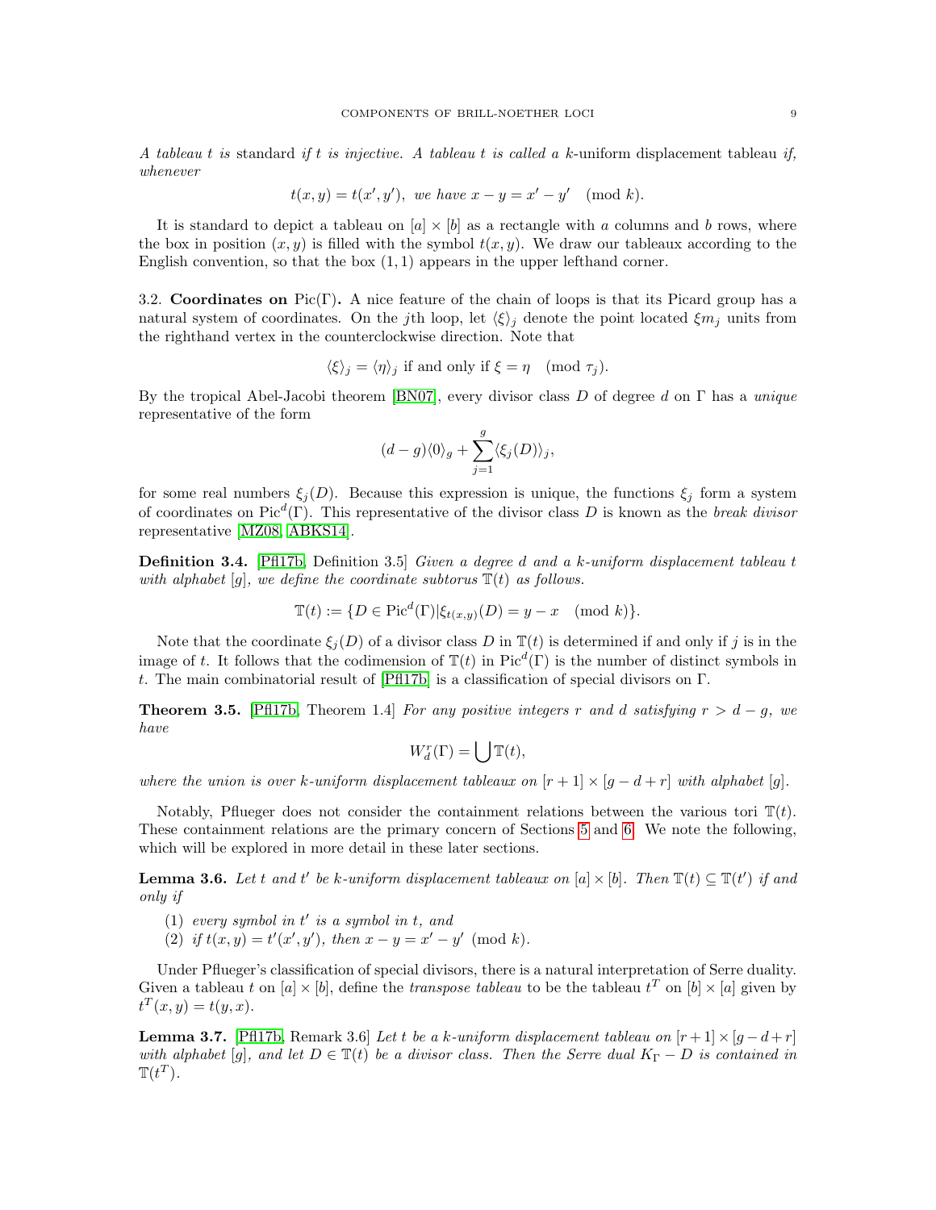*A tableau $t$ is* standard *if $t$ is injective. A tableau $t$ is called a $k$*-uniform displacement tableau *if, whenever*

$$t(x,y) = t(x',y'), \text{ we have } x - y = x' - y' \pmod{k}.$$

It is standard to depict a tableau on $[a] \times [b]$ as a rectangle with $a$ columns and $b$ rows, where the box in position $(x, y)$ is filled with the symbol $t(x, y)$. We draw our tableaux according to the English convention, so that the box $(1, 1)$ appears in the upper lefthand corner.

3.2. **Coordinates on** $\mathrm{Pic}(\Gamma)$**.** A nice feature of the chain of loops is that its Picard group has a natural system of coordinates. On the $j$th loop, let $\langle \xi \rangle_j$ denote the point located $\xi m_j$ units from the righthand vertex in the counterclockwise direction. Note that

$$\langle \xi \rangle_j = \langle \eta \rangle_j \text{ if and only if } \xi = \eta \pmod{\tau_j}.$$

By the tropical Abel-Jacobi theorem [BN07], every divisor class $D$ of degree $d$ on $\Gamma$ has a *unique* representative of the form

$$(d-g)\langle 0 \rangle_g + \sum_{j=1}^{g} \langle \xi_j(D) \rangle_j,$$

for some real numbers $\xi_j(D)$. Because this expression is unique, the functions $\xi_j$ form a system of coordinates on $\mathrm{Pic}^d(\Gamma)$. This representative of the divisor class $D$ is known as the *break divisor* representative [MZ08, ABKS14].

**Definition 3.4.** [Pfl17b, Definition 3.5] *Given a degree $d$ and a $k$-uniform displacement tableau $t$ with alphabet $[g]$, we define the coordinate subtorus $\mathbb{T}(t)$ as follows.*

$$\mathbb{T}(t) := \{D \in \mathrm{Pic}^d(\Gamma) | \xi_{t(x,y)}(D) = y - x \pmod{k}\}.$$

Note that the coordinate $\xi_j(D)$ of a divisor class $D$ in $\mathbb{T}(t)$ is determined if and only if $j$ is in the image of $t$. It follows that the codimension of $\mathbb{T}(t)$ in $\mathrm{Pic}^d(\Gamma)$ is the number of distinct symbols in $t$. The main combinatorial result of [Pfl17b] is a classification of special divisors on $\Gamma$.

**Theorem 3.5.** [Pfl17b, Theorem 1.4] *For any positive integers $r$ and $d$ satisfying $r > d - g$, we have*

$$W^r_d(\Gamma) = \bigcup \mathbb{T}(t),$$

*where the union is over $k$-uniform displacement tableaux on $[r+1] \times [g-d+r]$ with alphabet $[g]$.*

Notably, Pflueger does not consider the containment relations between the various tori $\mathbb{T}(t)$. These containment relations are the primary concern of Sections 5 and 6. We note the following, which will be explored in more detail in these later sections.

**Lemma 3.6.** *Let $t$ and $t'$ be $k$-uniform displacement tableaux on $[a] \times [b]$. Then $\mathbb{T}(t) \subseteq \mathbb{T}(t')$ if and only if*

1. *every symbol in $t'$ is a symbol in $t$, and*
2. *if $t(x, y) = t'(x', y')$, then $x - y = x' - y' \pmod{k}$.*

Under Pflueger's classification of special divisors, there is a natural interpretation of Serre duality. Given a tableau $t$ on $[a] \times [b]$, define the *transpose tableau* to be the tableau $t^T$ on $[b] \times [a]$ given by $t^T(x, y) = t(y, x)$.

**Lemma 3.7.** [Pfl17b, Remark 3.6] *Let $t$ be a $k$-uniform displacement tableau on $[r+1] \times [g-d+r]$ with alphabet $[g]$, and let $D \in \mathbb{T}(t)$ be a divisor class. Then the Serre dual $K_\Gamma - D$ is contained in $\mathbb{T}(t^T)$.*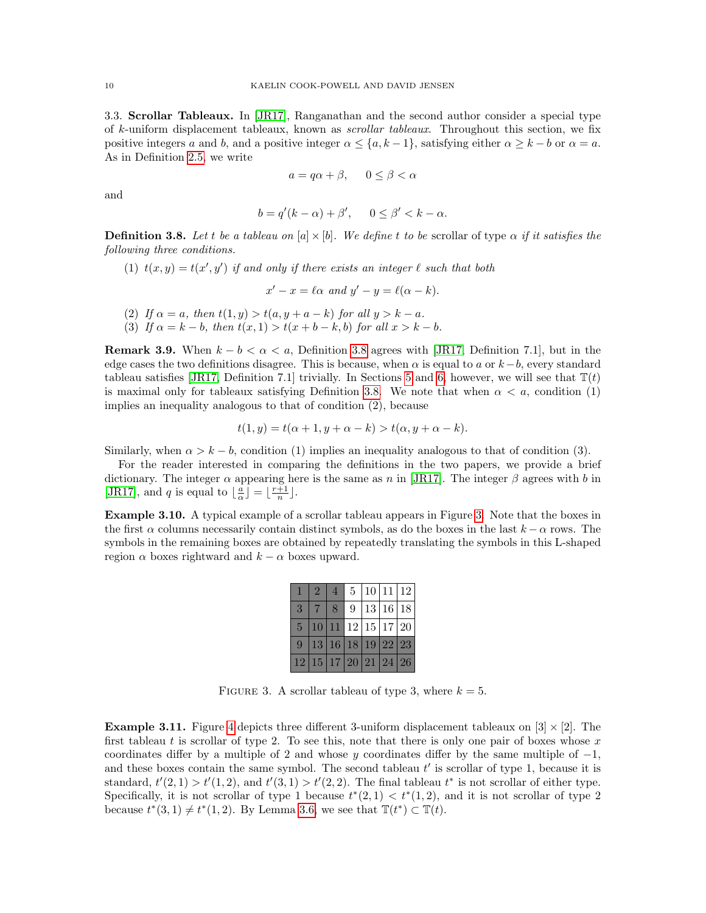3.3. **Scrollar Tableaux.** In [JR17], Ranganathan and the second author consider a special type of $k$-uniform displacement tableaux, known as *scrollar tableaux*. Throughout this section, we fix positive integers $a$ and $b$, and a positive integer $\alpha \leq \{a, k-1\}$, satisfying either $\alpha \geq k-b$ or $\alpha = a$. As in Definition 2.5, we write

$$a = q\alpha + \beta, \quad 0 \leq \beta < \alpha$$

and

$$b = q'(k-\alpha) + \beta', \quad 0 \leq \beta' < k - \alpha.$$

**Definition 3.8.** *Let $t$ be a tableau on $[a] \times [b]$. We define $t$ to be* scrollar of type $\alpha$ *if it satisfies the following three conditions.*

1. *$t(x,y) = t(x',y')$ if and only if there exists an integer $\ell$ such that both*
$$x' - x = \ell\alpha \text{ and } y' - y = \ell(\alpha - k).$$
2. *If $\alpha = a$, then $t(1,y) > t(a, y + a - k)$ for all $y > k - a$.*
3. *If $\alpha = k - b$, then $t(x,1) > t(x + b - k, b)$ for all $x > k - b$.*

**Remark 3.9.** When $k - b < \alpha < a$, Definition 3.8 agrees with [JR17, Definition 7.1], but in the edge cases the two definitions disagree. This is because, when $\alpha$ is equal to $a$ or $k-b$, every standard tableau satisfies [JR17, Definition 7.1] trivially. In Sections 5 and 6, however, we will see that $\mathbb{T}(t)$ is maximal only for tableaux satisfying Definition 3.8. We note that when $\alpha < a$, condition (1) implies an inequality analogous to that of condition (2), because

$$t(1,y) = t(\alpha+1, y+\alpha-k) > t(\alpha, y+\alpha-k).$$

Similarly, when $\alpha > k - b$, condition (1) implies an inequality analogous to that of condition (3).

For the reader interested in comparing the definitions in the two papers, we provide a brief dictionary. The integer $\alpha$ appearing here is the same as $n$ in [JR17]. The integer $\beta$ agrees with $b$ in [JR17], and $q$ is equal to $\lfloor \frac{a}{\alpha} \rfloor = \lfloor \frac{r+1}{n} \rfloor$.

**Example 3.10.** A typical example of a scrollar tableau appears in Figure 3. Note that the boxes in the first $\alpha$ columns necessarily contain distinct symbols, as do the boxes in the last $k - \alpha$ rows. The symbols in the remaining boxes are obtained by repeatedly translating the symbols in this L-shaped region $\alpha$ boxes rightward and $k - \alpha$ boxes upward.

| | | | | | | |
|---|---|---|---|---|---|---|
| 1 | 2 | 4 | 5 | 10 | 11 | 12 |
| 3 | 7 | 8 | 9 | 13 | 16 | 18 |
| 5 | 10 | 11 | 12 | 15 | 17 | 20 |
| 9 | 13 | 16 | 18 | 19 | 22 | 23 |
| 12 | 15 | 17 | 20 | 21 | 24 | 26 |

FIGURE 3. A scrollar tableau of type 3, where $k = 5$.

**Example 3.11.** Figure 4 depicts three different 3-uniform displacement tableaux on $[3] \times [2]$. The first tableau $t$ is scrollar of type 2. To see this, note that there is only one pair of boxes whose $x$ coordinates differ by a multiple of 2 and whose $y$ coordinates differ by the same multiple of $-1$, and these boxes contain the same symbol. The second tableau $t'$ is scrollar of type 1, because it is standard, $t'(2,1) > t'(1,2)$, and $t'(3,1) > t'(2,2)$. The final tableau $t^*$ is not scrollar of either type. Specifically, it is not scrollar of type 1 because $t^*(2,1) < t^*(1,2)$, and it is not scrollar of type 2 because $t^*(3,1) \neq t^*(1,2)$. By Lemma 3.6, we see that $\mathbb{T}(t^*) \subset \mathbb{T}(t)$.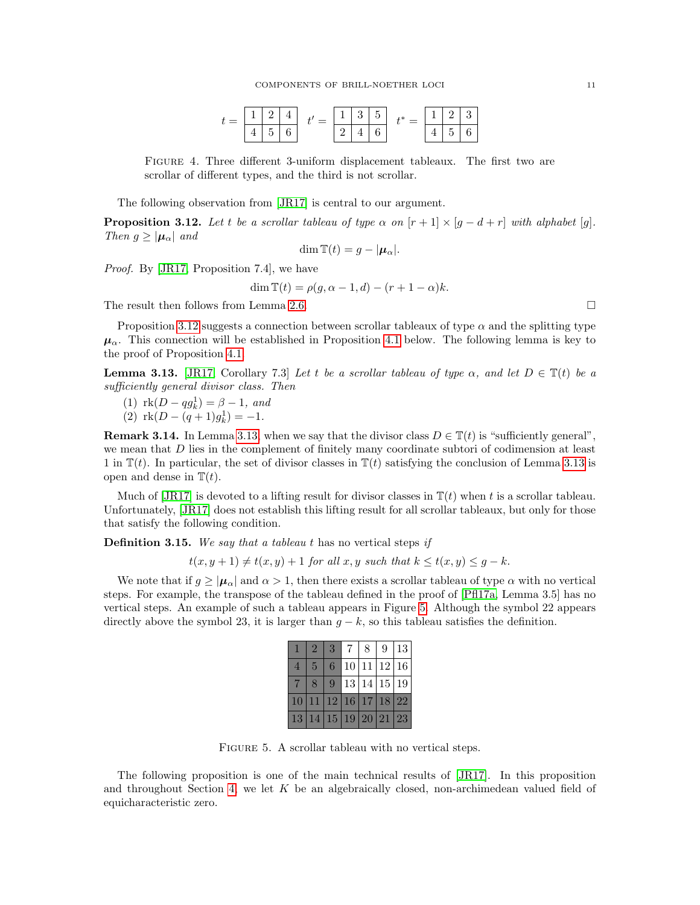$t =$

| 1 | 2 | 4 |
|---|---|---|
| 4 | 5 | 6 |

$t' =$

| 1 | 3 | 5 |
|---|---|---|
| 2 | 4 | 6 |

$t^* =$

| 1 | 2 | 3 |
|---|---|---|
| 4 | 5 | 6 |

FIGURE 4. Three different 3-uniform displacement tableaux. The first two are scrollar of different types, and the third is not scrollar.

The following observation from [JR17] is central to our argument.

**Proposition 3.12.** *Let $t$ be a scrollar tableau of type $\alpha$ on $[r+1] \times [g-d+r]$ with alphabet $[g]$. Then $g \geq |\boldsymbol{\mu}_\alpha|$ and*

$$\dim \mathbb{T}(t) = g - |\boldsymbol{\mu}_\alpha|.$$

*Proof.* By [JR17, Proposition 7.4], we have

$$\dim \mathbb{T}(t) = \rho(g, \alpha - 1, d) - (r + 1 - \alpha)k.$$

The result then follows from Lemma 2.6. □

Proposition 3.12 suggests a connection between scrollar tableaux of type $\alpha$ and the splitting type $\boldsymbol{\mu}_\alpha$. This connection will be established in Proposition 4.1 below. The following lemma is key to the proof of Proposition 4.1.

**Lemma 3.13.** [JR17, Corollary 7.3] *Let $t$ be a scrollar tableau of type $\alpha$, and let $D \in \mathbb{T}(t)$ be a sufficiently general divisor class. Then*

1. $\mathrm{rk}(D - qg^1_k) = \beta - 1$, *and*
2. $\mathrm{rk}(D - (q+1)g^1_k) = -1$.

**Remark 3.14.** In Lemma 3.13, when we say that the divisor class $D \in \mathbb{T}(t)$ is "sufficiently general", we mean that $D$ lies in the complement of finitely many coordinate subtori of codimension at least 1 in $\mathbb{T}(t)$. In particular, the set of divisor classes in $\mathbb{T}(t)$ satisfying the conclusion of Lemma 3.13 is open and dense in $\mathbb{T}(t)$.

Much of [JR17] is devoted to a lifting result for divisor classes in $\mathbb{T}(t)$ when $t$ is a scrollar tableau. Unfortunately, [JR17] does not establish this lifting result for all scrollar tableaux, but only for those that satisfy the following condition.

**Definition 3.15.** *We say that a tableau $t$* has no vertical steps *if*

$$t(x, y+1) \neq t(x, y) + 1 \text{ for all } x, y \text{ such that } k \leq t(x, y) \leq g - k.$$

We note that if $g \geq |\boldsymbol{\mu}_\alpha|$ and $\alpha > 1$, then there exists a scrollar tableau of type $\alpha$ with no vertical steps. For example, the transpose of the tableau defined in the proof of [Pfl17a, Lemma 3.5] has no vertical steps. An example of such a tableau appears in Figure 5. Although the symbol 22 appears directly above the symbol 23, it is larger than $g - k$, so this tableau satisfies the definition.

| 1 | 2 | 3 | 7 | 8 | 9 | 13 |
|---|---|---|---|---|---|---|
| 4 | 5 | 6 | 10 | 11 | 12 | 16 |
| 7 | 8 | 9 | 13 | 14 | 15 | 19 |
| 10 | 11 | 12 | 16 | 17 | 18 | 22 |
| 13 | 14 | 15 | 19 | 20 | 21 | 23 |

FIGURE 5. A scrollar tableau with no vertical steps.

The following proposition is one of the main technical results of [JR17]. In this proposition and throughout Section 4, we let $K$ be an algebraically closed, non-archimedean valued field of equicharacteristic zero.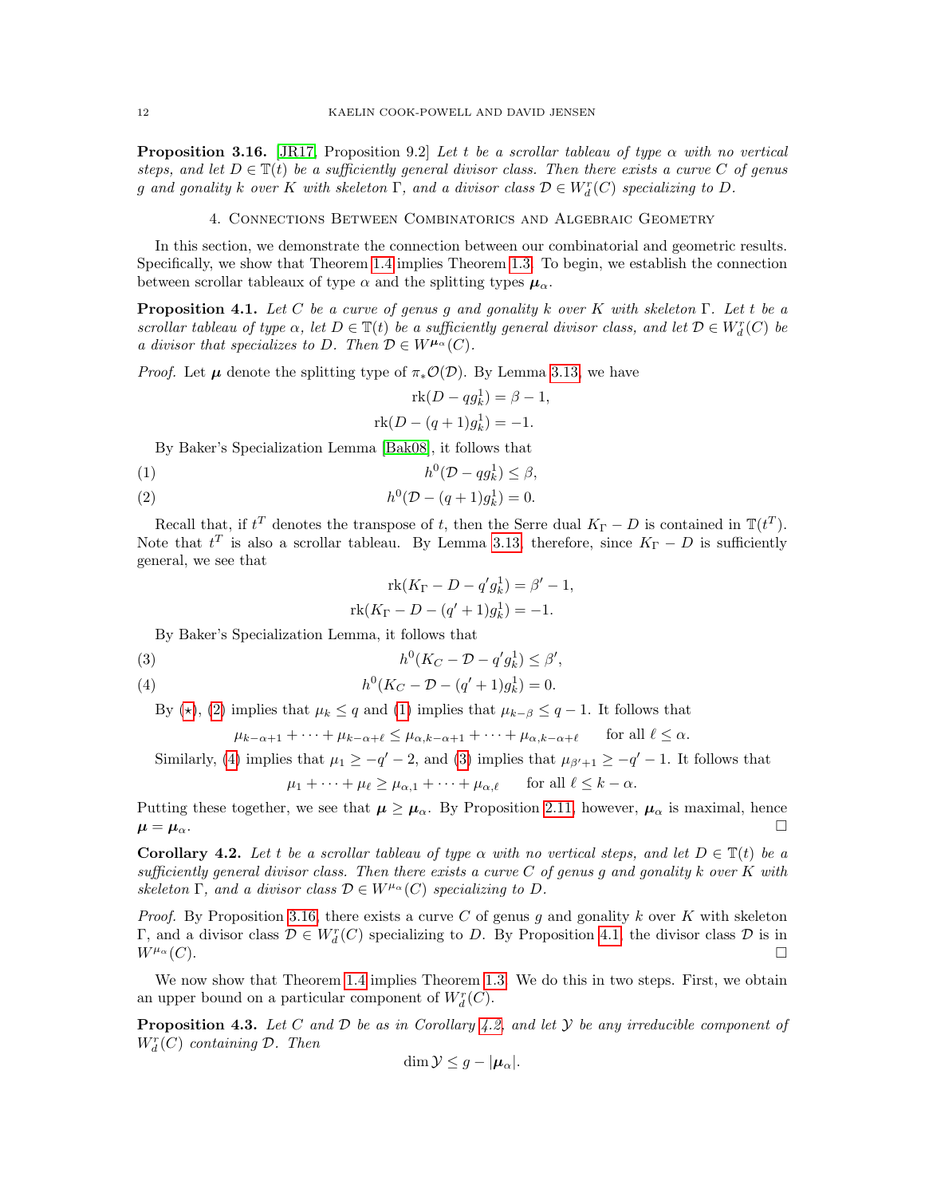**Proposition 3.16.** [JR17, Proposition 9.2] *Let $t$ be a scrollar tableau of type $\alpha$ with no vertical steps, and let $D \in \mathbb{T}(t)$ be a sufficiently general divisor class. Then there exists a curve $C$ of genus $g$ and gonality $k$ over $K$ with skeleton $\Gamma$, and a divisor class $\mathcal{D} \in W^r_d(C)$ specializing to $D$.*

## 4. Connections Between Combinatorics and Algebraic Geometry

In this section, we demonstrate the connection between our combinatorial and geometric results. Specifically, we show that Theorem 1.4 implies Theorem 1.3. To begin, we establish the connection between scrollar tableaux of type $\alpha$ and the splitting types $\boldsymbol{\mu}_\alpha$.

**Proposition 4.1.** *Let $C$ be a curve of genus $g$ and gonality $k$ over $K$ with skeleton $\Gamma$. Let $t$ be a scrollar tableau of type $\alpha$, let $D \in \mathbb{T}(t)$ be a sufficiently general divisor class, and let $\mathcal{D} \in W^r_d(C)$ be a divisor that specializes to $D$. Then $\mathcal{D} \in W^{\boldsymbol{\mu}_\alpha}(C)$.*

*Proof.* Let $\boldsymbol{\mu}$ denote the splitting type of $\pi_* \mathcal{O}(\mathcal{D})$. By Lemma 3.13, we have

$$\operatorname{rk}(D - qg^1_k) = \beta - 1,$$
$$\operatorname{rk}(D - (q+1)g^1_k) = -1.$$

By Baker's Specialization Lemma [Bak08], it follows that

$$h^0(\mathcal{D} - qg^1_k) \leq \beta, \tag{1}$$
$$h^0(\mathcal{D} - (q+1)g^1_k) = 0. \tag{2}$$

Recall that, if $t^T$ denotes the transpose of $t$, then the Serre dual $K_\Gamma - D$ is contained in $\mathbb{T}(t^T)$. Note that $t^T$ is also a scrollar tableau. By Lemma 3.13, therefore, since $K_\Gamma - D$ is sufficiently general, we see that

$$\operatorname{rk}(K_\Gamma - D - q'g^1_k) = \beta' - 1,$$
$$\operatorname{rk}(K_\Gamma - D - (q'+1)g^1_k) = -1.$$

By Baker's Specialization Lemma, it follows that

$$h^0(K_C - \mathcal{D} - q'g^1_k) \leq \beta', \tag{3}$$
$$h^0(K_C - \mathcal{D} - (q'+1)g^1_k) = 0. \tag{4}$$

By ($\star$), (2) implies that $\mu_k \leq q$ and (1) implies that $\mu_{k-\beta} \leq q - 1$. It follows that

$$\mu_{k-\alpha+1} + \cdots + \mu_{k-\alpha+\ell} \leq \mu_{\alpha,k-\alpha+1} + \cdots + \mu_{\alpha,k-\alpha+\ell} \qquad \text{for all } \ell \leq \alpha.$$

Similarly, (4) implies that $\mu_1 \geq -q' - 2$, and (3) implies that $\mu_{\beta'+1} \geq -q' - 1$. It follows that

$$\mu_1 + \cdots + \mu_\ell \geq \mu_{\alpha,1} + \cdots + \mu_{\alpha,\ell} \qquad \text{for all } \ell \leq k - \alpha.$$

Putting these together, we see that $\boldsymbol{\mu} \geq \boldsymbol{\mu}_\alpha$. By Proposition 2.11, however, $\boldsymbol{\mu}_\alpha$ is maximal, hence $\boldsymbol{\mu} = \boldsymbol{\mu}_\alpha$. $\square$

**Corollary 4.2.** *Let $t$ be a scrollar tableau of type $\alpha$ with no vertical steps, and let $D \in \mathbb{T}(t)$ be a sufficiently general divisor class. Then there exists a curve $C$ of genus $g$ and gonality $k$ over $K$ with skeleton $\Gamma$, and a divisor class $\mathcal{D} \in W^{\mu_\alpha}(C)$ specializing to $D$.*

*Proof.* By Proposition 3.16, there exists a curve $C$ of genus $g$ and gonality $k$ over $K$ with skeleton $\Gamma$, and a divisor class $\mathcal{D} \in W^r_d(C)$ specializing to $D$. By Proposition 4.1, the divisor class $\mathcal{D}$ is in $W^{\mu_\alpha}(C)$. $\square$

We now show that Theorem 1.4 implies Theorem 1.3. We do this in two steps. First, we obtain an upper bound on a particular component of $W^r_d(C)$.

**Proposition 4.3.** *Let $C$ and $\mathcal{D}$ be as in Corollary 4.2, and let $\mathcal{Y}$ be any irreducible component of $W^r_d(C)$ containing $\mathcal{D}$. Then*

$$\dim \mathcal{Y} \leq g - |\boldsymbol{\mu}_\alpha|.$$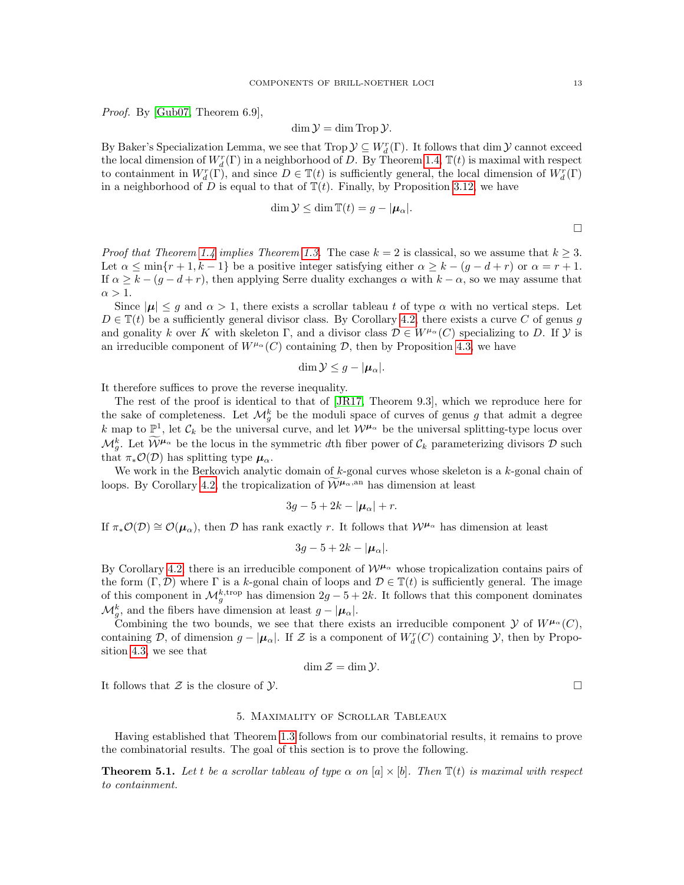*Proof.* By [Gub07, Theorem 6.9],

$$\dim \mathcal{Y} = \dim \operatorname{Trop} \mathcal{Y}.$$

By Baker's Specialization Lemma, we see that $\operatorname{Trop} \mathcal{Y} \subseteq W^r_d(\Gamma)$. It follows that $\dim \mathcal{Y}$ cannot exceed the local dimension of $W^r_d(\Gamma)$ in a neighborhood of $D$. By Theorem 1.4, $\mathbb{T}(t)$ is maximal with respect to containment in $W^r_d(\Gamma)$, and since $D \in \mathbb{T}(t)$ is sufficiently general, the local dimension of $W^r_d(\Gamma)$ in a neighborhood of $D$ is equal to that of $\mathbb{T}(t)$. Finally, by Proposition 3.12, we have

$$\dim \mathcal{Y} \leq \dim \mathbb{T}(t) = g - |\boldsymbol{\mu}_\alpha|.$$

□

*Proof that Theorem 1.4 implies Theorem 1.3.* The case $k = 2$ is classical, so we assume that $k \geq 3$. Let $\alpha \leq \min\{r+1, k-1\}$ be a positive integer satisfying either $\alpha \geq k - (g - d + r)$ or $\alpha = r + 1$. If $\alpha \geq k - (g - d + r)$, then applying Serre duality exchanges $\alpha$ with $k - \alpha$, so we may assume that $\alpha > 1$.

Since $|\boldsymbol{\mu}| \leq g$ and $\alpha > 1$, there exists a scrollar tableau $t$ of type $\alpha$ with no vertical steps. Let $D \in \mathbb{T}(t)$ be a sufficiently general divisor class. By Corollary 4.2, there exists a curve $C$ of genus $g$ and gonality $k$ over $K$ with skeleton $\Gamma$, and a divisor class $\mathcal{D} \in W^{\boldsymbol{\mu}_\alpha}(C)$ specializing to $D$. If $\mathcal{Y}$ is an irreducible component of $W^{\boldsymbol{\mu}_\alpha}(C)$ containing $\mathcal{D}$, then by Proposition 4.3, we have

$$\dim \mathcal{Y} \leq g - |\boldsymbol{\mu}_\alpha|.$$

It therefore suffices to prove the reverse inequality.

The rest of the proof is identical to that of [JR17, Theorem 9.3], which we reproduce here for the sake of completeness. Let $\mathcal{M}^k_g$ be the moduli space of curves of genus $g$ that admit a degree $k$ map to $\mathbb{P}^1$, let $\mathcal{C}_k$ be the universal curve, and let $\mathcal{W}^{\boldsymbol{\mu}_\alpha}$ be the universal splitting-type locus over $\mathcal{M}^k_g$. Let $\widetilde{\mathcal{W}}^{\boldsymbol{\mu}_\alpha}$ be the locus in the symmetric $d$th fiber power of $\mathcal{C}_k$ parameterizing divisors $\mathcal{D}$ such that $\pi_* \mathcal{O}(\mathcal{D})$ has splitting type $\boldsymbol{\mu}_\alpha$.

We work in the Berkovich analytic domain of $k$-gonal curves whose skeleton is a $k$-gonal chain of loops. By Corollary 4.2, the tropicalization of $\widetilde{\mathcal{W}}^{\boldsymbol{\mu}_\alpha, \mathrm{an}}$ has dimension at least

$$3g - 5 + 2k - |\boldsymbol{\mu}_\alpha| + r.$$

If $\pi_* \mathcal{O}(\mathcal{D}) \cong \mathcal{O}(\boldsymbol{\mu}_\alpha)$, then $\mathcal{D}$ has rank exactly $r$. It follows that $\mathcal{W}^{\boldsymbol{\mu}_\alpha}$ has dimension at least

$$3g - 5 + 2k - |\boldsymbol{\mu}_\alpha|.$$

By Corollary 4.2, there is an irreducible component of $\mathcal{W}^{\boldsymbol{\mu}_\alpha}$ whose tropicalization contains pairs of the form $(\Gamma, \mathcal{D})$ where $\Gamma$ is a $k$-gonal chain of loops and $\mathcal{D} \in \mathbb{T}(t)$ is sufficiently general. The image of this component in $\mathcal{M}^{k,\mathrm{trop}}_g$ has dimension $2g - 5 + 2k$. It follows that this component dominates $\mathcal{M}^k_g$, and the fibers have dimension at least $g - |\boldsymbol{\mu}_\alpha|$.

Combining the two bounds, we see that there exists an irreducible component $\mathcal{Y}$ of $W^{\boldsymbol{\mu}_\alpha}(C)$, containing $\mathcal{D}$, of dimension $g - |\boldsymbol{\mu}_\alpha|$. If $\mathcal{Z}$ is a component of $W^r_d(C)$ containing $\mathcal{Y}$, then by Proposition 4.3, we see that

$$\dim \mathcal{Z} = \dim \mathcal{Y}.$$

It follows that $\mathcal{Z}$ is the closure of $\mathcal{Y}$. □

## 5. Maximality of Scrollar Tableaux

Having established that Theorem 1.3 follows from our combinatorial results, it remains to prove the combinatorial results. The goal of this section is to prove the following.

**Theorem 5.1.** *Let $t$ be a scrollar tableau of type $\alpha$ on $[a] \times [b]$. Then $\mathbb{T}(t)$ is maximal with respect to containment.*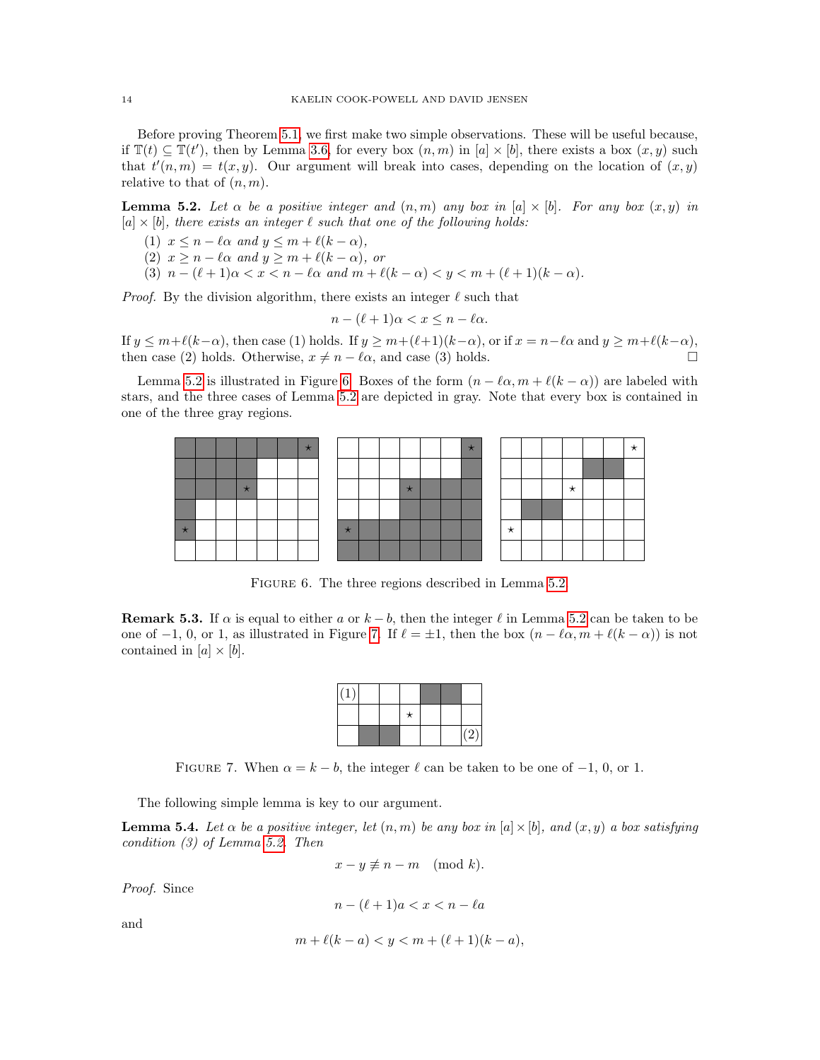Before proving Theorem 5.1, we first make two simple observations. These will be useful because, if $\mathbb{T}(t) \subseteq \mathbb{T}(t')$, then by Lemma 3.6, for every box $(n,m)$ in $[a] \times [b]$, there exists a box $(x,y)$ such that $t'(n,m) = t(x,y)$. Our argument will break into cases, depending on the location of $(x,y)$ relative to that of $(n,m)$.

**Lemma 5.2.** *Let $\alpha$ be a positive integer and $(n,m)$ any box in $[a] \times [b]$. For any box $(x,y)$ in $[a] \times [b]$, there exists an integer $\ell$ such that one of the following holds:*

1. *$x \leq n - \ell\alpha$ and $y \leq m + \ell(k-\alpha)$,*
2. *$x \geq n - \ell\alpha$ and $y \geq m + \ell(k-\alpha)$, or*
3. *$n - (\ell+1)\alpha < x < n - \ell\alpha$ and $m + \ell(k-\alpha) < y < m + (\ell+1)(k-\alpha)$.*

*Proof.* By the division algorithm, there exists an integer $\ell$ such that

$$n - (\ell+1)\alpha < x \leq n - \ell\alpha.$$

If $y \leq m + \ell(k-\alpha)$, then case (1) holds. If $y \geq m + (\ell+1)(k-\alpha)$, or if $x = n - \ell\alpha$ and $y \geq m + \ell(k-\alpha)$, then case (2) holds. Otherwise, $x \neq n - \ell\alpha$, and case (3) holds. □

Lemma 5.2 is illustrated in Figure 6. Boxes of the form $(n - \ell\alpha, m + \ell(k-\alpha))$ are labeled with stars, and the three cases of Lemma 5.2 are depicted in gray. Note that every box is contained in one of the three gray regions.

FIGURE 6. The three regions described in Lemma 5.2.

**Remark 5.3.** If $\alpha$ is equal to either $a$ or $k-b$, then the integer $\ell$ in Lemma 5.2 can be taken to be one of $-1$, $0$, or $1$, as illustrated in Figure 7. If $\ell = \pm 1$, then the box $(n - \ell\alpha, m + \ell(k-\alpha))$ is not contained in $[a] \times [b]$.

FIGURE 7. When $\alpha = k - b$, the integer $\ell$ can be taken to be one of $-1$, $0$, or $1$.

The following simple lemma is key to our argument.

**Lemma 5.4.** *Let $\alpha$ be a positive integer, let $(n,m)$ be any box in $[a] \times [b]$, and $(x,y)$ a box satisfying condition (3) of Lemma 5.2. Then*

$$x - y \not\equiv n - m \pmod{k}.$$

*Proof.* Since

$$n - (\ell+1)a < x < n - \ell a$$

and

$$m + \ell(k-a) < y < m + (\ell+1)(k-a),$$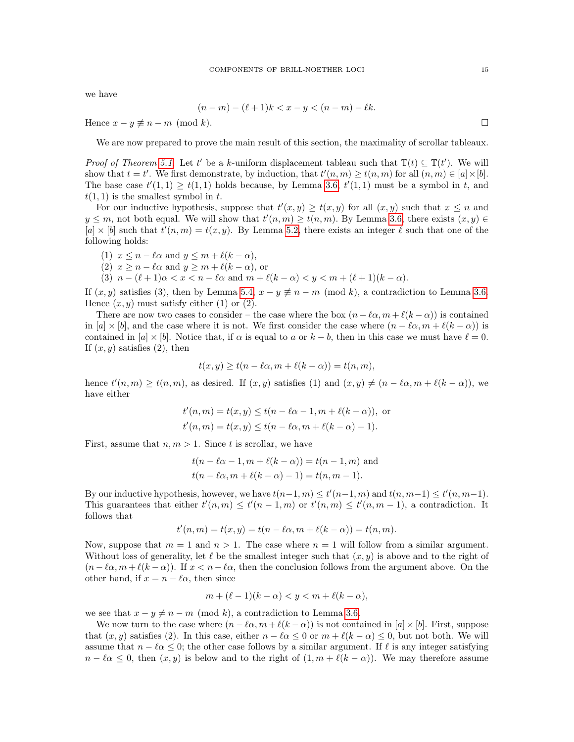we have

$$(n-m)-(\ell+1)k < x-y < (n-m)-\ell k.$$

Hence $x-y \not\equiv n-m \pmod{k}$. □

We are now prepared to prove the main result of this section, the maximality of scrollar tableaux.

*Proof of Theorem 5.1.* Let $t'$ be a $k$-uniform displacement tableau such that $\mathbb{T}(t) \subseteq \mathbb{T}(t')$. We will show that $t = t'$. We first demonstrate, by induction, that $t'(n,m) \geq t(n,m)$ for all $(n,m) \in [a] \times [b]$. The base case $t'(1,1) \geq t(1,1)$ holds because, by Lemma 3.6, $t'(1,1)$ must be a symbol in $t$, and $t(1,1)$ is the smallest symbol in $t$.

For our inductive hypothesis, suppose that $t'(x,y) \geq t(x,y)$ for all $(x,y)$ such that $x \leq n$ and $y \leq m$, not both equal. We will show that $t'(n,m) \geq t(n,m)$. By Lemma 3.6, there exists $(x,y) \in [a] \times [b]$ such that $t'(n,m) = t(x,y)$. By Lemma 5.2, there exists an integer $\ell$ such that one of the following holds:

(1) $x \leq n - \ell\alpha$ and $y \leq m + \ell(k-\alpha)$,
(2) $x \geq n - \ell\alpha$ and $y \geq m + \ell(k-\alpha)$, or
(3) $n - (\ell+1)\alpha < x < n - \ell\alpha$ and $m + \ell(k-\alpha) < y < m + (\ell+1)(k-\alpha)$.

If $(x,y)$ satisfies (3), then by Lemma 5.4, $x - y \not\equiv n - m \pmod{k}$, a contradiction to Lemma 3.6. Hence $(x,y)$ must satisfy either (1) or (2).

There are now two cases to consider – the case where the box $(n-\ell\alpha, m+\ell(k-\alpha))$ is contained in $[a] \times [b]$, and the case where it is not. We first consider the case where $(n-\ell\alpha, m+\ell(k-\alpha))$ is contained in $[a] \times [b]$. Notice that, if $\alpha$ is equal to $a$ or $k-b$, then in this case we must have $\ell = 0$. If $(x,y)$ satisfies (2), then

$$t(x,y) \geq t(n-\ell\alpha, m+\ell(k-\alpha)) = t(n,m),$$

hence $t'(n,m) \geq t(n,m)$, as desired. If $(x,y)$ satisfies (1) and $(x,y) \neq (n-\ell\alpha, m+\ell(k-\alpha))$, we have either

$$t'(n,m) = t(x,y) \leq t(n-\ell\alpha-1, m+\ell(k-\alpha)), \text{ or}$$
$$t'(n,m) = t(x,y) \leq t(n-\ell\alpha, m+\ell(k-\alpha)-1).$$

First, assume that $n, m > 1$. Since $t$ is scrollar, we have

$$t(n-\ell\alpha-1, m+\ell(k-\alpha)) = t(n-1,m) \text{ and}$$
$$t(n-\ell\alpha, m+\ell(k-\alpha)-1) = t(n,m-1).$$

By our inductive hypothesis, however, we have $t(n-1,m) \leq t'(n-1,m)$ and $t(n,m-1) \leq t'(n,m-1)$. This guarantees that either $t'(n,m) \leq t'(n-1,m)$ or $t'(n,m) \leq t'(n,m-1)$, a contradiction. It follows that

$$t'(n,m) = t(x,y) = t(n-\ell\alpha, m+\ell(k-\alpha)) = t(n,m).$$

Now, suppose that $m = 1$ and $n > 1$. The case where $n = 1$ will follow from a similar argument. Without loss of generality, let $\ell$ be the smallest integer such that $(x,y)$ is above and to the right of $(n-\ell\alpha, m+\ell(k-\alpha))$. If $x < n-\ell\alpha$, then the conclusion follows from the argument above. On the other hand, if $x = n-\ell\alpha$, then since

$$m + (\ell-1)(k-\alpha) < y < m + \ell(k-\alpha),$$

we see that $x - y \neq n - m \pmod{k}$, a contradiction to Lemma 3.6.

We now turn to the case where $(n-\ell\alpha, m+\ell(k-\alpha))$ is not contained in $[a] \times [b]$. First, suppose that $(x,y)$ satisfies (2). In this case, either $n - \ell\alpha \leq 0$ or $m + \ell(k-\alpha) \leq 0$, but not both. We will assume that $n - \ell\alpha \leq 0$; the other case follows by a similar argument. If $\ell$ is any integer satisfying $n - \ell\alpha \leq 0$, then $(x,y)$ is below and to the right of $(1, m+\ell(k-\alpha))$. We may therefore assume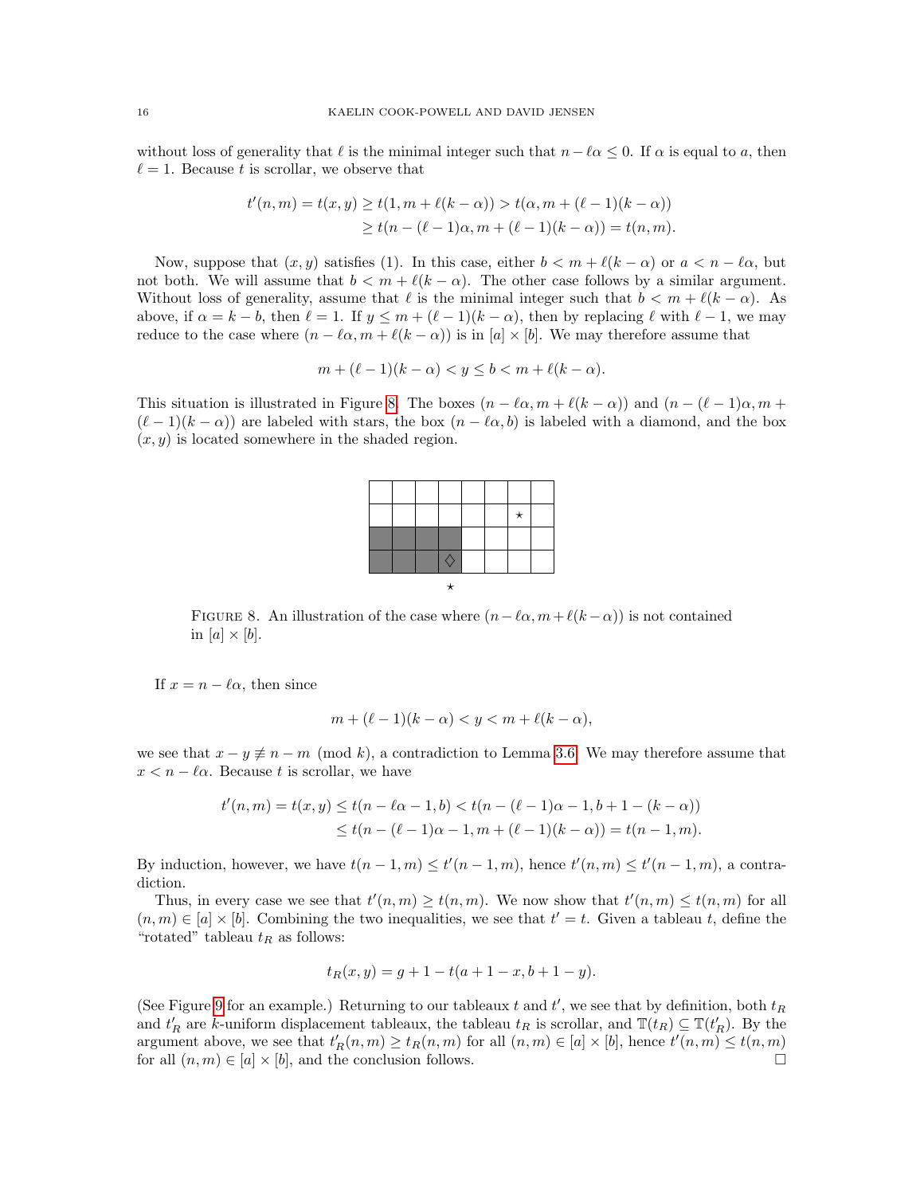without loss of generality that $\ell$ is the minimal integer such that $n-\ell\alpha \leq 0$. If $\alpha$ is equal to $a$, then $\ell = 1$. Because $t$ is scrollar, we observe that

$$t'(n,m) = t(x,y) \geq t(1, m+\ell(k-\alpha)) > t(\alpha, m+(\ell-1)(k-\alpha))$$
$$\geq t(n-(\ell-1)\alpha, m+(\ell-1)(k-\alpha)) = t(n,m).$$

Now, suppose that $(x,y)$ satisfies (1). In this case, either $b < m+\ell(k-\alpha)$ or $a < n-\ell\alpha$, but not both. We will assume that $b < m+\ell(k-\alpha)$. The other case follows by a similar argument. Without loss of generality, assume that $\ell$ is the minimal integer such that $b < m+\ell(k-\alpha)$. As above, if $\alpha = k-b$, then $\ell = 1$. If $y \leq m+(\ell-1)(k-\alpha)$, then by replacing $\ell$ with $\ell-1$, we may reduce to the case where $(n-\ell\alpha, m+\ell(k-\alpha))$ is in $[a]\times[b]$. We may therefore assume that

$$m+(\ell-1)(k-\alpha) < y \leq b < m+\ell(k-\alpha).$$

This situation is illustrated in Figure 8. The boxes $(n-\ell\alpha, m+\ell(k-\alpha))$ and $(n-(\ell-1)\alpha, m+(\ell-1)(k-\alpha))$ are labeled with stars, the box $(n-\ell\alpha, b)$ is labeled with a diamond, and the box $(x,y)$ is located somewhere in the shaded region.

FIGURE 8. An illustration of the case where $(n-\ell\alpha, m+\ell(k-\alpha))$ is not contained in $[a]\times[b]$.

If $x = n-\ell\alpha$, then since

$$m+(\ell-1)(k-\alpha) < y < m+\ell(k-\alpha),$$

we see that $x-y \not\equiv n-m \pmod{k}$, a contradiction to Lemma 3.6. We may therefore assume that $x < n-\ell\alpha$. Because $t$ is scrollar, we have

$$t'(n,m) = t(x,y) \leq t(n-\ell\alpha-1, b) < t(n-(\ell-1)\alpha-1, b+1-(k-\alpha))$$
$$\leq t(n-(\ell-1)\alpha-1, m+(\ell-1)(k-\alpha)) = t(n-1,m).$$

By induction, however, we have $t(n-1,m) \leq t'(n-1,m)$, hence $t'(n,m) \leq t'(n-1,m)$, a contradiction.

Thus, in every case we see that $t'(n,m) \geq t(n,m)$. We now show that $t'(n,m) \leq t(n,m)$ for all $(n,m) \in [a]\times[b]$. Combining the two inequalities, we see that $t' = t$. Given a tableau $t$, define the "rotated" tableau $t_R$ as follows:

$$t_R(x,y) = g+1-t(a+1-x, b+1-y).$$

(See Figure 9 for an example.) Returning to our tableaux $t$ and $t'$, we see that by definition, both $t_R$ and $t'_R$ are $k$-uniform displacement tableaux, the tableau $t_R$ is scrollar, and $\mathbb{T}(t_R) \subseteq \mathbb{T}(t'_R)$. By the argument above, we see that $t'_R(n,m) \geq t_R(n,m)$ for all $(n,m) \in [a]\times[b]$, hence $t'(n,m) \leq t(n,m)$ for all $(n,m) \in [a]\times[b]$, and the conclusion follows. $\square$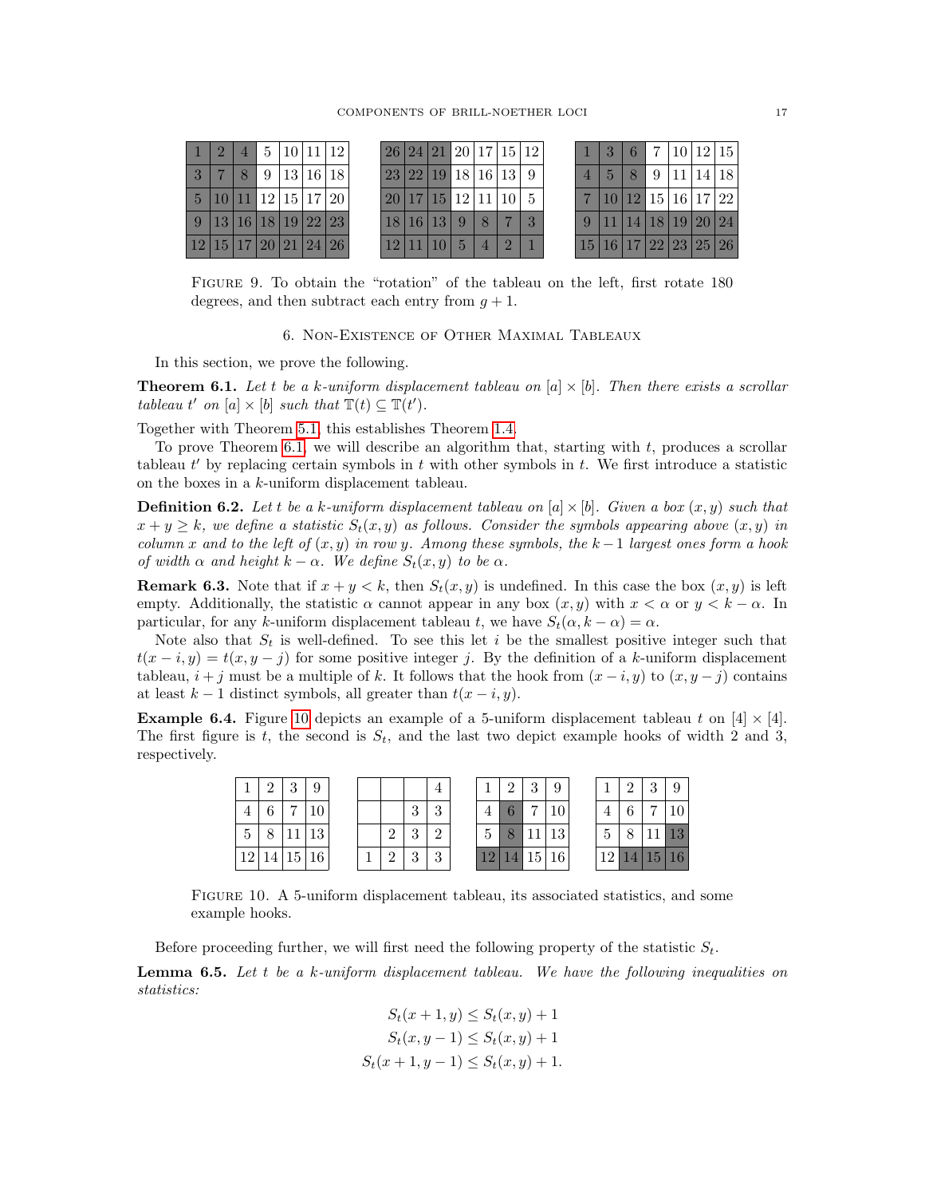| 1 | 2 | 4 | 5 | 10 | 11 | 12 |
|---|---|---|---|---|---|---|
| 3 | 7 | 8 | 9 | 13 | 16 | 18 |
| 5 | 10 | 11 | 12 | 15 | 17 | 20 |
| 9 | 13 | 16 | 18 | 19 | 22 | 23 |
| 12 | 15 | 17 | 20 | 21 | 24 | 26 |

| 26 | 24 | 21 | 20 | 17 | 15 | 12 |
|---|---|---|---|---|---|---|
| 23 | 22 | 19 | 18 | 16 | 13 | 9 |
| 20 | 17 | 15 | 12 | 11 | 10 | 5 |
| 18 | 16 | 13 | 9 | 8 | 7 | 3 |
| 12 | 11 | 10 | 5 | 4 | 2 | 1 |

| 1 | 3 | 6 | 7 | 10 | 12 | 15 |
|---|---|---|---|---|---|---|
| 4 | 5 | 8 | 9 | 11 | 14 | 18 |
| 7 | 10 | 12 | 15 | 16 | 17 | 22 |
| 9 | 11 | 14 | 18 | 19 | 20 | 24 |
| 15 | 16 | 17 | 22 | 23 | 25 | 26 |

Figure 9. To obtain the "rotation" of the tableau on the left, first rotate 180 degrees, and then subtract each entry from $g+1$.

## 6. Non-Existence of Other Maximal Tableaux

In this section, we prove the following.

**Theorem 6.1.** *Let $t$ be a $k$-uniform displacement tableau on $[a] \times [b]$. Then there exists a scrollar tableau $t'$ on $[a] \times [b]$ such that $\mathbb{T}(t) \subseteq \mathbb{T}(t')$.*

Together with Theorem 5.1, this establishes Theorem 1.4.

To prove Theorem 6.1, we will describe an algorithm that, starting with $t$, produces a scrollar tableau $t'$ by replacing certain symbols in $t$ with other symbols in $t$. We first introduce a statistic on the boxes in a $k$-uniform displacement tableau.

**Definition 6.2.** *Let $t$ be a $k$-uniform displacement tableau on $[a] \times [b]$. Given a box $(x, y)$ such that $x + y \geq k$, we define a statistic $S_t(x, y)$ as follows. Consider the symbols appearing above $(x, y)$ in column $x$ and to the left of $(x, y)$ in row $y$. Among these symbols, the $k-1$ largest ones form a hook of width $\alpha$ and height $k - \alpha$. We define $S_t(x, y)$ to be $\alpha$.*

**Remark 6.3.** Note that if $x + y < k$, then $S_t(x, y)$ is undefined. In this case the box $(x, y)$ is left empty. Additionally, the statistic $\alpha$ cannot appear in any box $(x, y)$ with $x < \alpha$ or $y < k - \alpha$. In particular, for any $k$-uniform displacement tableau $t$, we have $S_t(\alpha, k - \alpha) = \alpha$.

Note also that $S_t$ is well-defined. To see this let $i$ be the smallest positive integer such that $t(x - i, y) = t(x, y - j)$ for some positive integer $j$. By the definition of a $k$-uniform displacement tableau, $i + j$ must be a multiple of $k$. It follows that the hook from $(x - i, y)$ to $(x, y - j)$ contains at least $k - 1$ distinct symbols, all greater than $t(x - i, y)$.

**Example 6.4.** Figure 10 depicts an example of a 5-uniform displacement tableau $t$ on $[4] \times [4]$. The first figure is $t$, the second is $S_t$, and the last two depict example hooks of width 2 and 3, respectively.

| 1 | 2 | 3 | 9 |
|---|---|---|---|
| 4 | 6 | 7 | 10 |
| 5 | 8 | 11 | 13 |
| 12 | 14 | 15 | 16 |

|  |  |  | 4 |
|---|---|---|---|
|  |  | 3 | 3 |
|  | 2 | 3 | 2 |
| 1 | 2 | 3 | 3 |

| 1 | 2 | 3 | 9 |
|---|---|---|---|
| 4 | 6 | 7 | 10 |
| 5 | 8 | 11 | 13 |
| 12 | 14 | 15 | 16 |

| 1 | 2 | 3 | 9 |
|---|---|---|---|
| 4 | 6 | 7 | 10 |
| 5 | 8 | 11 | 13 |
| 12 | 14 | 15 | 16 |

Figure 10. A 5-uniform displacement tableau, its associated statistics, and some example hooks.

Before proceeding further, we will first need the following property of the statistic $S_t$.

**Lemma 6.5.** *Let $t$ be a $k$-uniform displacement tableau. We have the following inequalities on statistics:*

$$S_t(x+1, y) \leq S_t(x, y) + 1$$
$$S_t(x, y-1) \leq S_t(x, y) + 1$$
$$S_t(x+1, y-1) \leq S_t(x, y) + 1.$$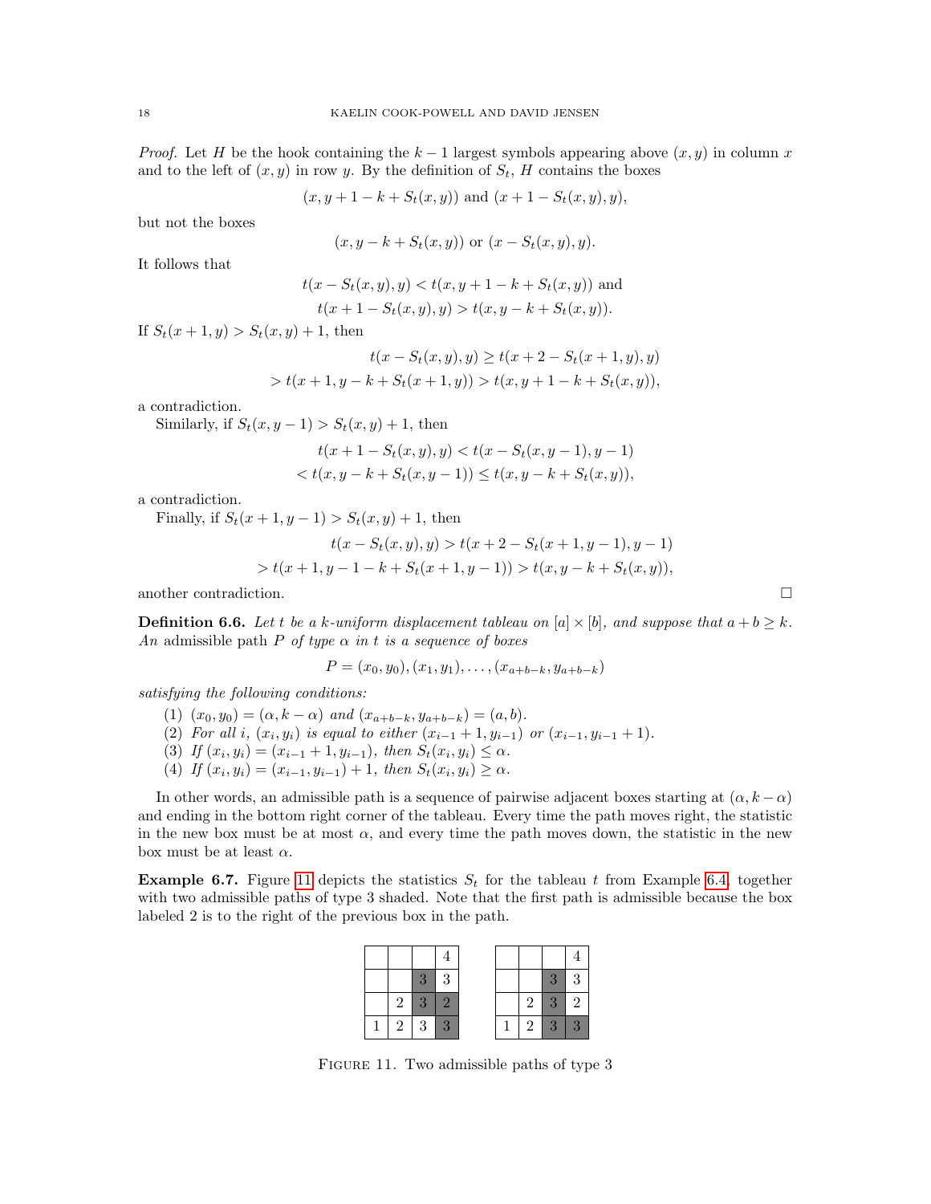*Proof.* Let $H$ be the hook containing the $k-1$ largest symbols appearing above $(x,y)$ in column $x$ and to the left of $(x,y)$ in row $y$. By the definition of $S_t$, $H$ contains the boxes

$$(x, y+1-k+S_t(x,y)) \text{ and } (x+1-S_t(x,y), y),$$

but not the boxes

$$(x, y-k+S_t(x,y)) \text{ or } (x-S_t(x,y), y).$$

It follows that

$$t(x-S_t(x,y), y) < t(x, y+1-k+S_t(x,y)) \text{ and}$$
$$t(x+1-S_t(x,y), y) > t(x, y-k+S_t(x,y)).$$

If $S_t(x+1,y) > S_t(x,y)+1$, then

$$t(x-S_t(x,y), y) \geq t(x+2-S_t(x+1,y), y)$$
$$> t(x+1, y-k+S_t(x+1,y)) > t(x, y+1-k+S_t(x,y)),$$

a contradiction.

Similarly, if $S_t(x,y-1) > S_t(x,y)+1$, then

$$t(x+1-S_t(x,y), y) < t(x-S_t(x,y-1), y-1)$$
$$< t(x, y-k+S_t(x,y-1)) \leq t(x, y-k+S_t(x,y)),$$

a contradiction.

Finally, if $S_t(x+1,y-1) > S_t(x,y)+1$, then

$$t(x-S_t(x,y), y) > t(x+2-S_t(x+1,y-1), y-1)$$
$$> t(x+1, y-1-k+S_t(x+1,y-1)) > t(x, y-k+S_t(x,y)),$$

another contradiction. □

**Definition 6.6.** *Let $t$ be a $k$-uniform displacement tableau on $[a]\times[b]$, and suppose that $a+b \geq k$. An* admissible path $P$ *of type $\alpha$ in $t$ is a sequence of boxes*

$$P = (x_0, y_0), (x_1, y_1), \ldots, (x_{a+b-k}, y_{a+b-k})$$

*satisfying the following conditions:*

1. *$(x_0, y_0) = (\alpha, k-\alpha)$ and $(x_{a+b-k}, y_{a+b-k}) = (a, b)$.*
2. *For all $i$, $(x_i, y_i)$ is equal to either $(x_{i-1}+1, y_{i-1})$ or $(x_{i-1}, y_{i-1}+1)$.*
3. *If $(x_i, y_i) = (x_{i-1}+1, y_{i-1})$, then $S_t(x_i, y_i) \leq \alpha$.*
4. *If $(x_i, y_i) = (x_{i-1}, y_{i-1})+1$, then $S_t(x_i, y_i) \geq \alpha$.*

In other words, an admissible path is a sequence of pairwise adjacent boxes starting at $(\alpha, k-\alpha)$ and ending in the bottom right corner of the tableau. Every time the path moves right, the statistic in the new box must be at most $\alpha$, and every time the path moves down, the statistic in the new box must be at least $\alpha$.

**Example 6.7.** Figure 11 depicts the statistics $S_t$ for the tableau $t$ from Example 6.4, together with two admissible paths of type 3 shaded. Note that the first path is admissible because the box labeled 2 is to the right of the previous box in the path.

| | | | |
|---|---|---|---|
| | | | 4 |
| | | 3 | 3 |
| | 2 | 3 | 2 |
| 1 | 2 | 3 | 3 |

| | | | |
|---|---|---|---|
| | | | 4 |
| | | 3 | 3 |
| | 2 | 3 | 2 |
| 1 | 2 | 3 | 3 |

Figure 11. Two admissible paths of type 3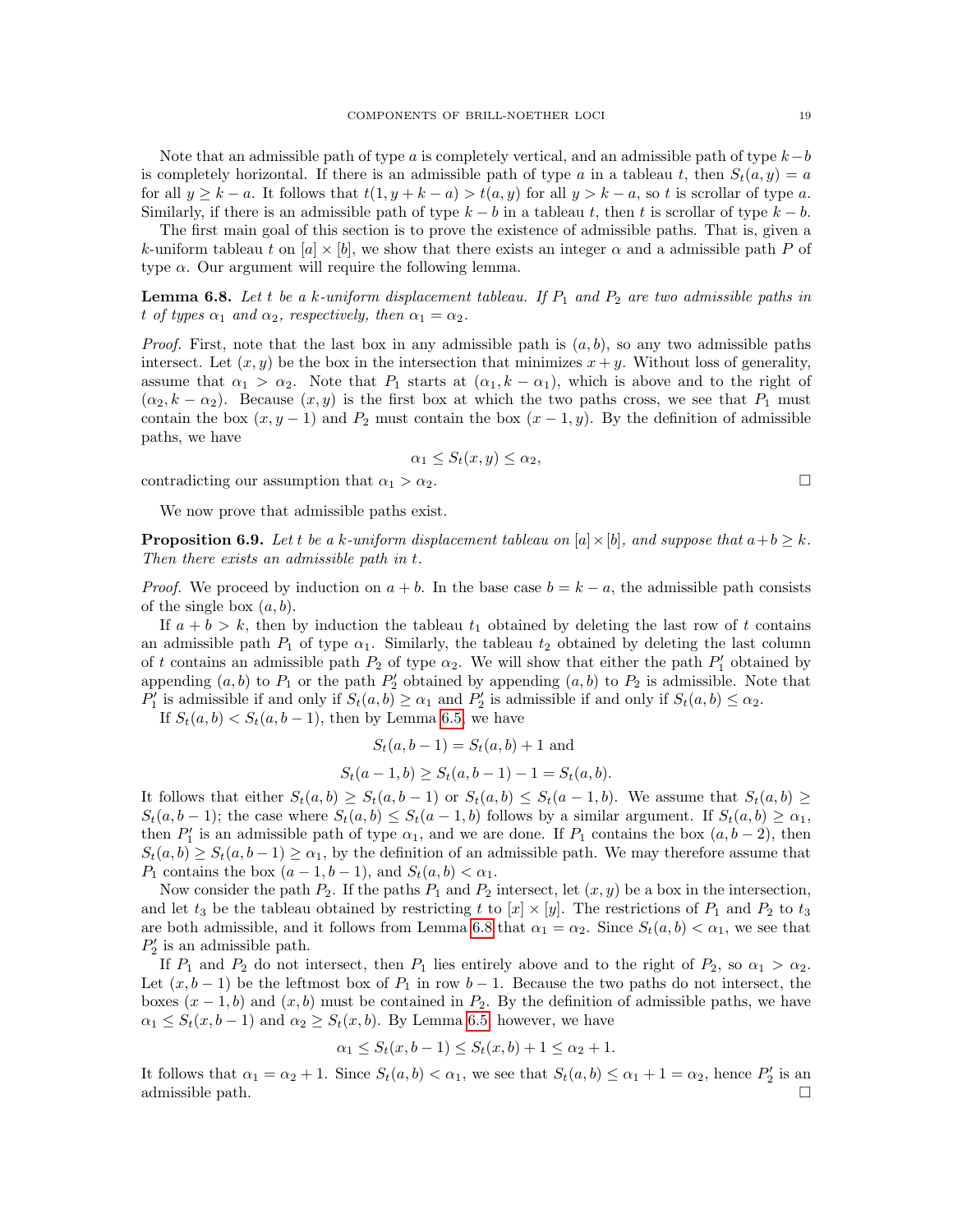Note that an admissible path of type $a$ is completely vertical, and an admissible path of type $k-b$ is completely horizontal. If there is an admissible path of type $a$ in a tableau $t$, then $S_t(a, y) = a$ for all $y \geq k-a$. It follows that $t(1, y+k-a) > t(a, y)$ for all $y > k-a$, so $t$ is scrollar of type $a$. Similarly, if there is an admissible path of type $k-b$ in a tableau $t$, then $t$ is scrollar of type $k-b$.

The first main goal of this section is to prove the existence of admissible paths. That is, given a $k$-uniform tableau $t$ on $[a] \times [b]$, we show that there exists an integer $\alpha$ and a admissible path $P$ of type $\alpha$. Our argument will require the following lemma.

**Lemma 6.8.** *Let $t$ be a $k$-uniform displacement tableau. If $P_1$ and $P_2$ are two admissible paths in $t$ of types $\alpha_1$ and $\alpha_2$, respectively, then $\alpha_1 = \alpha_2$.*

*Proof.* First, note that the last box in any admissible path is $(a, b)$, so any two admissible paths intersect. Let $(x, y)$ be the box in the intersection that minimizes $x + y$. Without loss of generality, assume that $\alpha_1 > \alpha_2$. Note that $P_1$ starts at $(\alpha_1, k - \alpha_1)$, which is above and to the right of $(\alpha_2, k - \alpha_2)$. Because $(x, y)$ is the first box at which the two paths cross, we see that $P_1$ must contain the box $(x, y-1)$ and $P_2$ must contain the box $(x-1, y)$. By the definition of admissible paths, we have

$$\alpha_1 \leq S_t(x, y) \leq \alpha_2,$$

contradicting our assumption that $\alpha_1 > \alpha_2$. $\square$

We now prove that admissible paths exist.

**Proposition 6.9.** *Let $t$ be a $k$-uniform displacement tableau on $[a] \times [b]$, and suppose that $a + b \geq k$. Then there exists an admissible path in $t$.*

*Proof.* We proceed by induction on $a + b$. In the base case $b = k - a$, the admissible path consists of the single box $(a, b)$.

If $a + b > k$, then by induction the tableau $t_1$ obtained by deleting the last row of $t$ contains an admissible path $P_1$ of type $\alpha_1$. Similarly, the tableau $t_2$ obtained by deleting the last column of $t$ contains an admissible path $P_2$ of type $\alpha_2$. We will show that either the path $P_1'$ obtained by appending $(a, b)$ to $P_1$ or the path $P_2'$ obtained by appending $(a, b)$ to $P_2$ is admissible. Note that $P_1'$ is admissible if and only if $S_t(a, b) \geq \alpha_1$ and $P_2'$ is admissible if and only if $S_t(a, b) \leq \alpha_2$.

If $S_t(a, b) < S_t(a, b-1)$, then by Lemma 6.5, we have

$$S_t(a, b-1) = S_t(a, b) + 1 \text{ and}$$
$$S_t(a-1, b) \geq S_t(a, b-1) - 1 = S_t(a, b).$$

It follows that either $S_t(a, b) \geq S_t(a, b-1)$ or $S_t(a, b) \leq S_t(a-1, b)$. We assume that $S_t(a, b) \geq S_t(a, b-1)$; the case where $S_t(a, b) \leq S_t(a-1, b)$ follows by a similar argument. If $S_t(a, b) \geq \alpha_1$, then $P_1'$ is an admissible path of type $\alpha_1$, and we are done. If $P_1$ contains the box $(a, b-2)$, then $S_t(a, b) \geq S_t(a, b-1) \geq \alpha_1$, by the definition of an admissible path. We may therefore assume that $P_1$ contains the box $(a-1, b-1)$, and $S_t(a, b) < \alpha_1$.

Now consider the path $P_2$. If the paths $P_1$ and $P_2$ intersect, let $(x, y)$ be a box in the intersection, and let $t_3$ be the tableau obtained by restricting $t$ to $[x] \times [y]$. The restrictions of $P_1$ and $P_2$ to $t_3$ are both admissible, and it follows from Lemma 6.8 that $\alpha_1 = \alpha_2$. Since $S_t(a, b) < \alpha_1$, we see that $P_2'$ is an admissible path.

If $P_1$ and $P_2$ do not intersect, then $P_1$ lies entirely above and to the right of $P_2$, so $\alpha_1 > \alpha_2$. Let $(x, b-1)$ be the leftmost box of $P_1$ in row $b-1$. Because the two paths do not intersect, the boxes $(x-1, b)$ and $(x, b)$ must be contained in $P_2$. By the definition of admissible paths, we have $\alpha_1 \leq S_t(x, b-1)$ and $\alpha_2 \geq S_t(x, b)$. By Lemma 6.5, however, we have

$$\alpha_1 \leq S_t(x, b-1) \leq S_t(x, b) + 1 \leq \alpha_2 + 1.$$

It follows that $\alpha_1 = \alpha_2 + 1$. Since $S_t(a, b) < \alpha_1$, we see that $S_t(a, b) \leq \alpha_1 + 1 = \alpha_2$, hence $P_2'$ is an admissible path. $\square$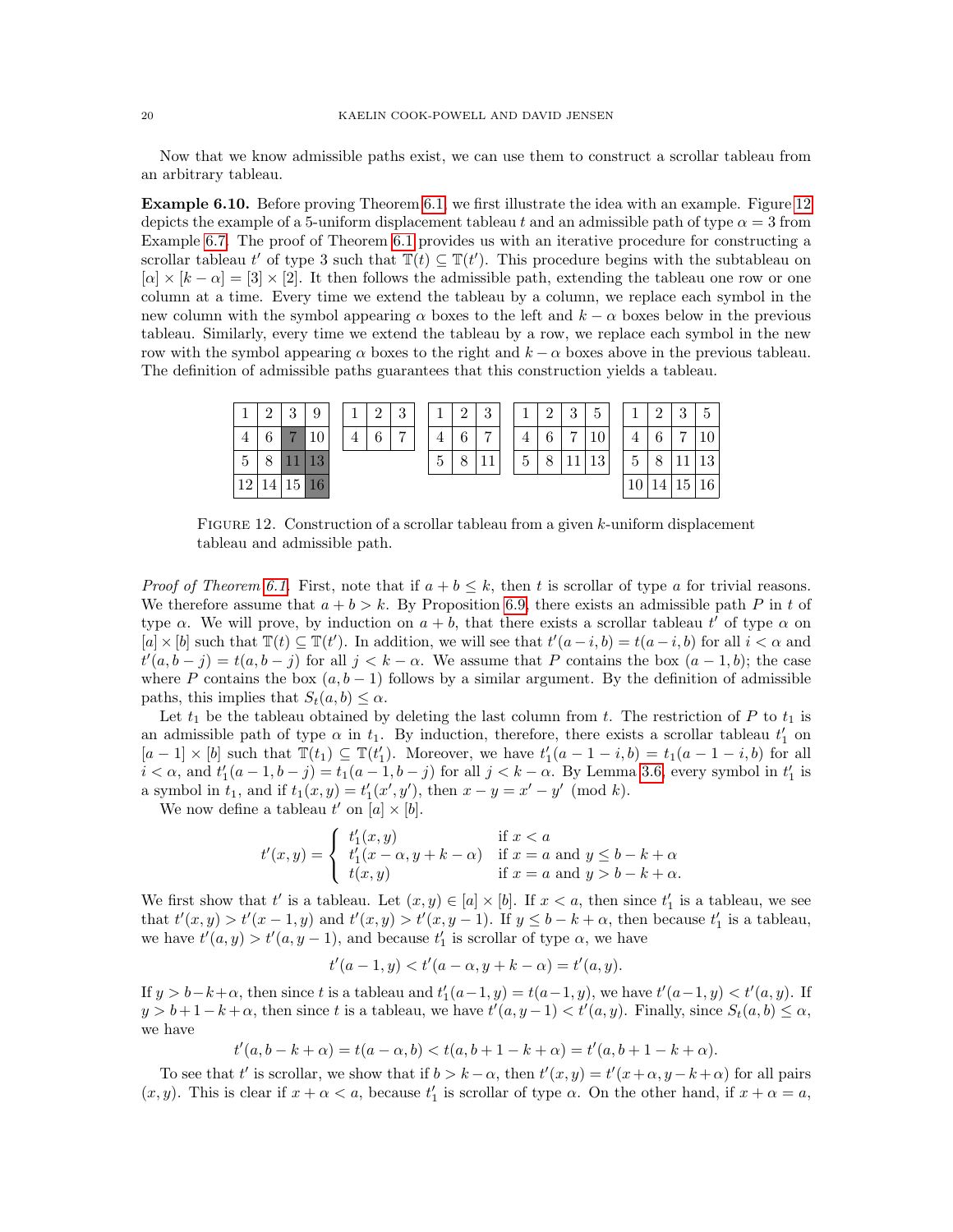Now that we know admissible paths exist, we can use them to construct a scrollar tableau from an arbitrary tableau.

**Example 6.10.** Before proving Theorem 6.1, we first illustrate the idea with an example. Figure 12 depicts the example of a 5-uniform displacement tableau $t$ and an admissible path of type $\alpha = 3$ from Example 6.7. The proof of Theorem 6.1 provides us with an iterative procedure for constructing a scrollar tableau $t'$ of type 3 such that $\mathbb{T}(t) \subseteq \mathbb{T}(t')$. This procedure begins with the subtableau on $[\alpha] \times [k-\alpha] = [3] \times [2]$. It then follows the admissible path, extending the tableau one row or one column at a time. Every time we extend the tableau by a column, we replace each symbol in the new column with the symbol appearing $\alpha$ boxes to the left and $k-\alpha$ boxes below in the previous tableau. Similarly, every time we extend the tableau by a row, we replace each symbol in the new row with the symbol appearing $\alpha$ boxes to the right and $k-\alpha$ boxes above in the previous tableau. The definition of admissible paths guarantees that this construction yields a tableau.

| 1 | 2 | 3 | 9 |
|---|---|---|---|
| 4 | 6 | 7 | 10 |
| 5 | 8 | 11 | 13 |
| 12 | 14 | 15 | 16 |

| 1 | 2 | 3 |
|---|---|---|
| 4 | 6 | 7 |

| 1 | 2 | 3 |
|---|---|---|
| 4 | 6 | 7 |
| 5 | 8 | 11 |

| 1 | 2 | 3 | 5 |
|---|---|---|---|
| 4 | 6 | 7 | 10 |
| 5 | 8 | 11 | 13 |

| 1 | 2 | 3 | 5 |
|---|---|---|---|
| 4 | 6 | 7 | 10 |
| 5 | 8 | 11 | 13 |
| 10 | 14 | 15 | 16 |

FIGURE 12. Construction of a scrollar tableau from a given $k$-uniform displacement tableau and admissible path.

*Proof of Theorem 6.1.* First, note that if $a+b \leq k$, then $t$ is scrollar of type $a$ for trivial reasons. We therefore assume that $a+b > k$. By Proposition 6.9, there exists an admissible path $P$ in $t$ of type $\alpha$. We will prove, by induction on $a+b$, that there exists a scrollar tableau $t'$ of type $\alpha$ on $[a] \times [b]$ such that $\mathbb{T}(t) \subseteq \mathbb{T}(t')$. In addition, we will see that $t'(a-i,b) = t(a-i,b)$ for all $i < \alpha$ and $t'(a,b-j) = t(a,b-j)$ for all $j < k-\alpha$. We assume that $P$ contains the box $(a-1,b)$; the case where $P$ contains the box $(a,b-1)$ follows by a similar argument. By the definition of admissible paths, this implies that $S_t(a,b) \leq \alpha$.

Let $t_1$ be the tableau obtained by deleting the last column from $t$. The restriction of $P$ to $t_1$ is an admissible path of type $\alpha$ in $t_1$. By induction, therefore, there exists a scrollar tableau $t'_1$ on $[a-1] \times [b]$ such that $\mathbb{T}(t_1) \subseteq \mathbb{T}(t'_1)$. Moreover, we have $t'_1(a-1-i,b) = t_1(a-1-i,b)$ for all $i < \alpha$, and $t'_1(a-1,b-j) = t_1(a-1,b-j)$ for all $j < k-\alpha$. By Lemma 3.6, every symbol in $t'_1$ is a symbol in $t_1$, and if $t_1(x,y) = t'_1(x',y')$, then $x-y = x'-y' \pmod k$.

We now define a tableau $t'$ on $[a] \times [b]$.

$$t'(x,y) = \begin{cases} t'_1(x,y) & \text{if } x < a \\ t'_1(x-\alpha, y+k-\alpha) & \text{if } x = a \text{ and } y \leq b-k+\alpha \\ t(x,y) & \text{if } x = a \text{ and } y > b-k+\alpha. \end{cases}$$

We first show that $t'$ is a tableau. Let $(x,y) \in [a] \times [b]$. If $x < a$, then since $t'_1$ is a tableau, we see that $t'(x,y) > t'(x-1,y)$ and $t'(x,y) > t'(x,y-1)$. If $y \leq b-k+\alpha$, then because $t'_1$ is a tableau, we have $t'(a,y) > t'(a,y-1)$, and because $t'_1$ is scrollar of type $\alpha$, we have

$$t'(a-1,y) < t'(a-\alpha, y+k-\alpha) = t'(a,y).$$

If $y > b-k+\alpha$, then since $t$ is a tableau and $t'_1(a-1,y) = t(a-1,y)$, we have $t'(a-1,y) < t'(a,y)$. If $y > b+1-k+\alpha$, then since $t$ is a tableau, we have $t'(a,y-1) < t'(a,y)$. Finally, since $S_t(a,b) \leq \alpha$, we have

$$t'(a,b-k+\alpha) = t(a-\alpha,b) < t(a,b+1-k+\alpha) = t'(a,b+1-k+\alpha).$$

To see that $t'$ is scrollar, we show that if $b > k-\alpha$, then $t'(x,y) = t'(x+\alpha, y-k+\alpha)$ for all pairs $(x,y)$. This is clear if $x+\alpha < a$, because $t'_1$ is scrollar of type $\alpha$. On the other hand, if $x+\alpha = a$,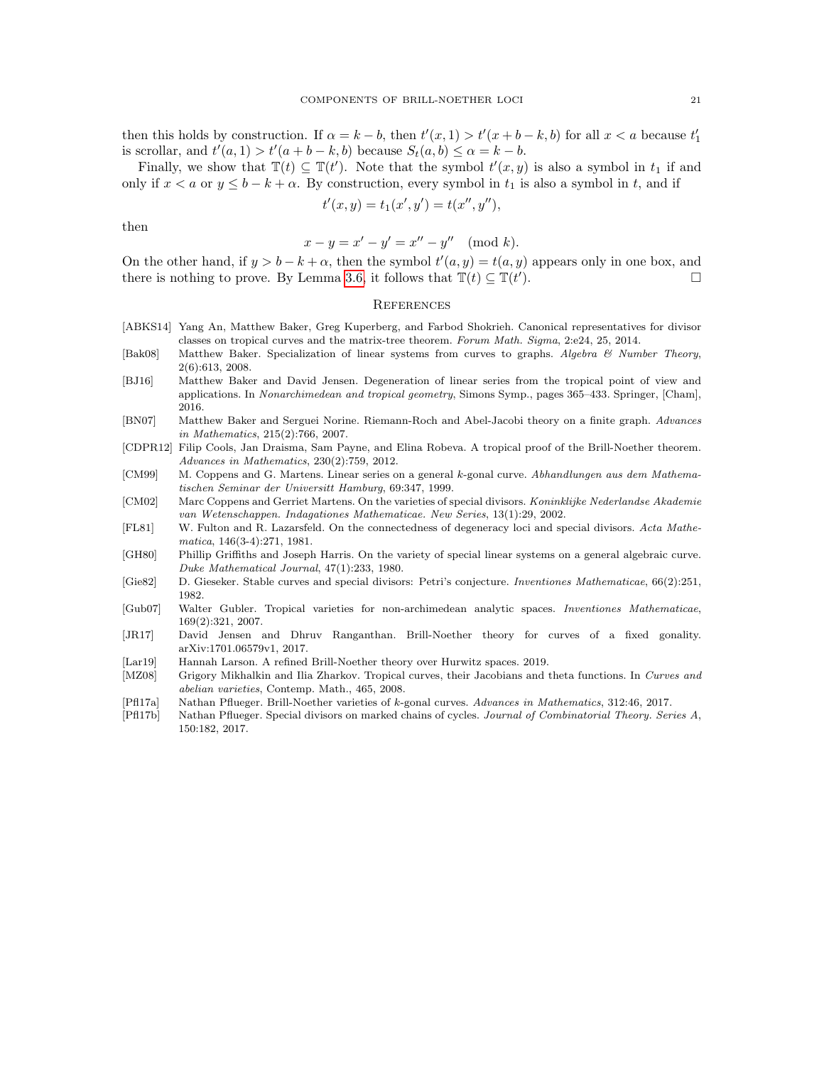then this holds by construction. If $\alpha = k - b$, then $t'(x, 1) > t'(x + b - k, b)$ for all $x < a$ because $t'_1$ is scrollar, and $t'(a, 1) > t'(a + b - k, b)$ because $S_t(a, b) \leq \alpha = k - b$.

Finally, we show that $\mathbb{T}(t) \subseteq \mathbb{T}(t')$. Note that the symbol $t'(x, y)$ is also a symbol in $t_1$ if and only if $x < a$ or $y \leq b - k + \alpha$. By construction, every symbol in $t_1$ is also a symbol in $t$, and if

$$t'(x, y) = t_1(x', y') = t(x'', y''),$$

then

$$x - y = x' - y' = x'' - y'' \pmod{k}.$$

On the other hand, if $y > b - k + \alpha$, then the symbol $t'(a, y) = t(a, y)$ appears only in one box, and there is nothing to prove. By Lemma 3.6, it follows that $\mathbb{T}(t) \subseteq \mathbb{T}(t')$. □

## References

[ABKS14] Yang An, Matthew Baker, Greg Kuperberg, and Farbod Shokrieh. Canonical representatives for divisor classes on tropical curves and the matrix-tree theorem. *Forum Math. Sigma*, 2:e24, 25, 2014.

[Bak08] Matthew Baker. Specialization of linear systems from curves to graphs. *Algebra & Number Theory*, 2(6):613, 2008.

[BJ16] Matthew Baker and David Jensen. Degeneration of linear series from the tropical point of view and applications. In *Nonarchimedean and tropical geometry*, Simons Symp., pages 365–433. Springer, [Cham], 2016.

[BN07] Matthew Baker and Serguei Norine. Riemann-Roch and Abel-Jacobi theory on a finite graph. *Advances in Mathematics*, 215(2):766, 2007.

[CDPR12] Filip Cools, Jan Draisma, Sam Payne, and Elina Robeva. A tropical proof of the Brill-Noether theorem. *Advances in Mathematics*, 230(2):759, 2012.

[CM99] M. Coppens and G. Martens. Linear series on a general $k$-gonal curve. *Abhandlungen aus dem Mathematischen Seminar der Universitt Hamburg*, 69:347, 1999.

[CM02] Marc Coppens and Gerriet Martens. On the varieties of special divisors. *Koninklijke Nederlandse Akademie van Wetenschappen. Indagationes Mathematicae. New Series*, 13(1):29, 2002.

[FL81] W. Fulton and R. Lazarsfeld. On the connectedness of degeneracy loci and special divisors. *Acta Mathematica*, 146(3-4):271, 1981.

[GH80] Phillip Griffiths and Joseph Harris. On the variety of special linear systems on a general algebraic curve. *Duke Mathematical Journal*, 47(1):233, 1980.

[Gie82] D. Gieseker. Stable curves and special divisors: Petri's conjecture. *Inventiones Mathematicae*, 66(2):251, 1982.

[Gub07] Walter Gubler. Tropical varieties for non-archimedean analytic spaces. *Inventiones Mathematicae*, 169(2):321, 2007.

[JR17] David Jensen and Dhruv Ranganthan. Brill-Noether theory for curves of a fixed gonality. arXiv:1701.06579v1, 2017.

[Lar19] Hannah Larson. A refined Brill-Noether theory over Hurwitz spaces. 2019.

[MZ08] Grigory Mikhalkin and Ilia Zharkov. Tropical curves, their Jacobians and theta functions. In *Curves and abelian varieties*, Contemp. Math., 465, 2008.

[Pfl17a] Nathan Pflueger. Brill-Noether varieties of $k$-gonal curves. *Advances in Mathematics*, 312:46, 2017.

[Pfl17b] Nathan Pflueger. Special divisors on marked chains of cycles. *Journal of Combinatorial Theory. Series A*, 150:182, 2017.